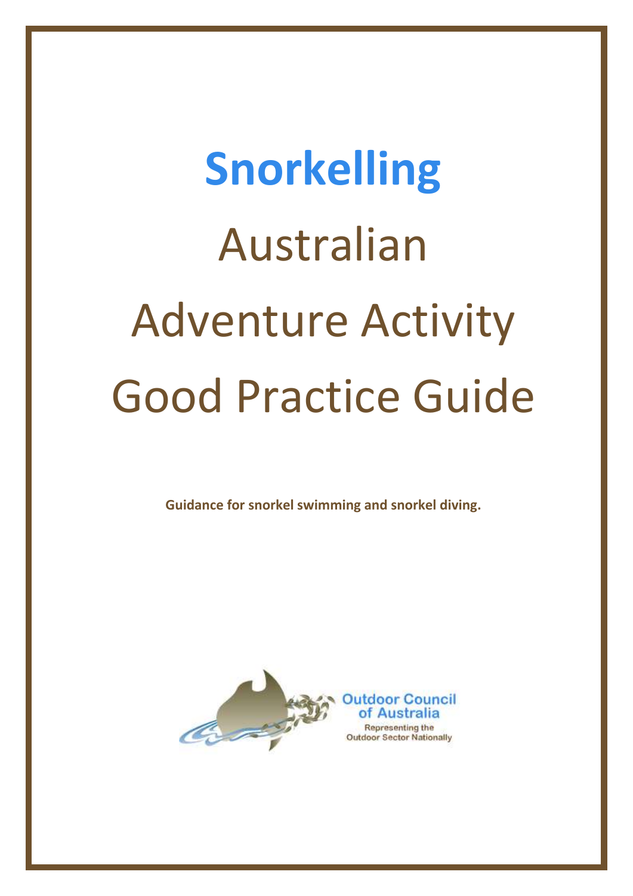# Snorkelling

# Australian Adventure Activity Good Practice Guide

**Guidance for snorkel swimming and snorkel diving.**

Outdoor Council of Australia

Representing the Outdoor Sector Nationally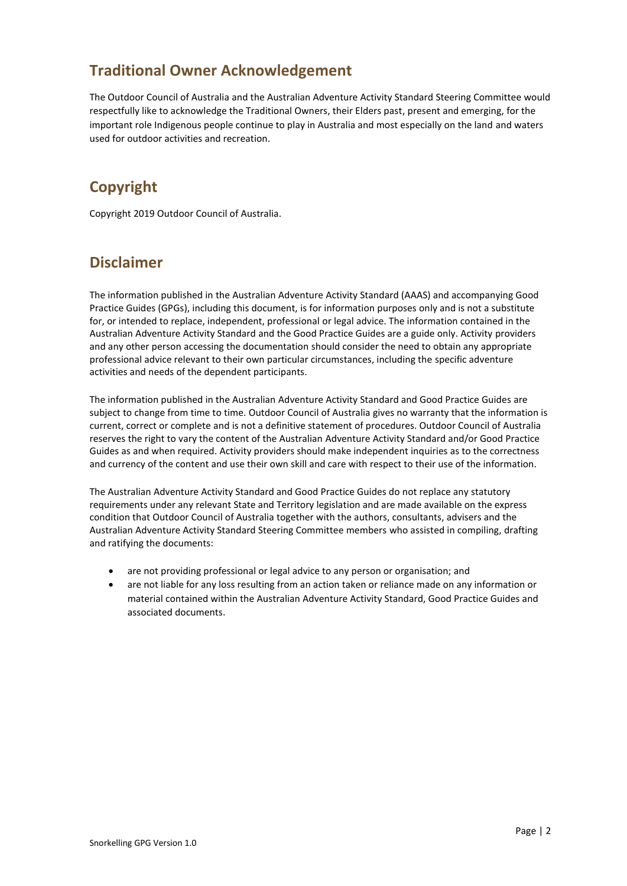## Traditional Owner Acknowledgement

The Outdoor Council of Australia and the Australian Adventure Activity Standard Steering Committee would respectfully like to acknowledge the Traditional Owners, their Elders past, present and emerging, for the important role Indigenous people continue to play in Australia and most especially on the land and waters used for outdoor activities and recreation.

## Copyright

Copyright 2019 Outdoor Council of Australia.

## Disclaimer

The information published in the Australian Adventure Activity Standard (AAAS) and accompanying Good Practice Guides (GPGs), including this document, is for information purposes only and is not a substitute for, or intended to replace, independent, professional or legal advice. The information contained in the Australian Adventure Activity Standard and the Good Practice Guides are a guide only. Activity providers and any other person accessing the documentation should consider the need to obtain any appropriate professional advice relevant to their own particular circumstances, including the specific adventure activities and needs of the dependent participants.

The information published in the Australian Adventure Activity Standard and Good Practice Guides are subject to change from time to time. Outdoor Council of Australia gives no warranty that the information is current, correct or complete and is not a definitive statement of procedures. Outdoor Council of Australia reserves the right to vary the content of the Australian Adventure Activity Standard and/or Good Practice Guides as and when required. Activity providers should make independent inquiries as to the correctness and currency of the content and use their own skill and care with respect to their use of the information.

The Australian Adventure Activity Standard and Good Practice Guides do not replace any statutory requirements under any relevant State and Territory legislation and are made available on the express condition that Outdoor Council of Australia together with the authors, consultants, advisers and the Australian Adventure Activity Standard Steering Committee members who assisted in compiling, drafting and ratifying the documents:

- are not providing professional or legal advice to any person or organisation; and
- are not liable for any loss resulting from an action taken or reliance made on any information or material contained within the Australian Adventure Activity Standard, Good Practice Guides and associated documents.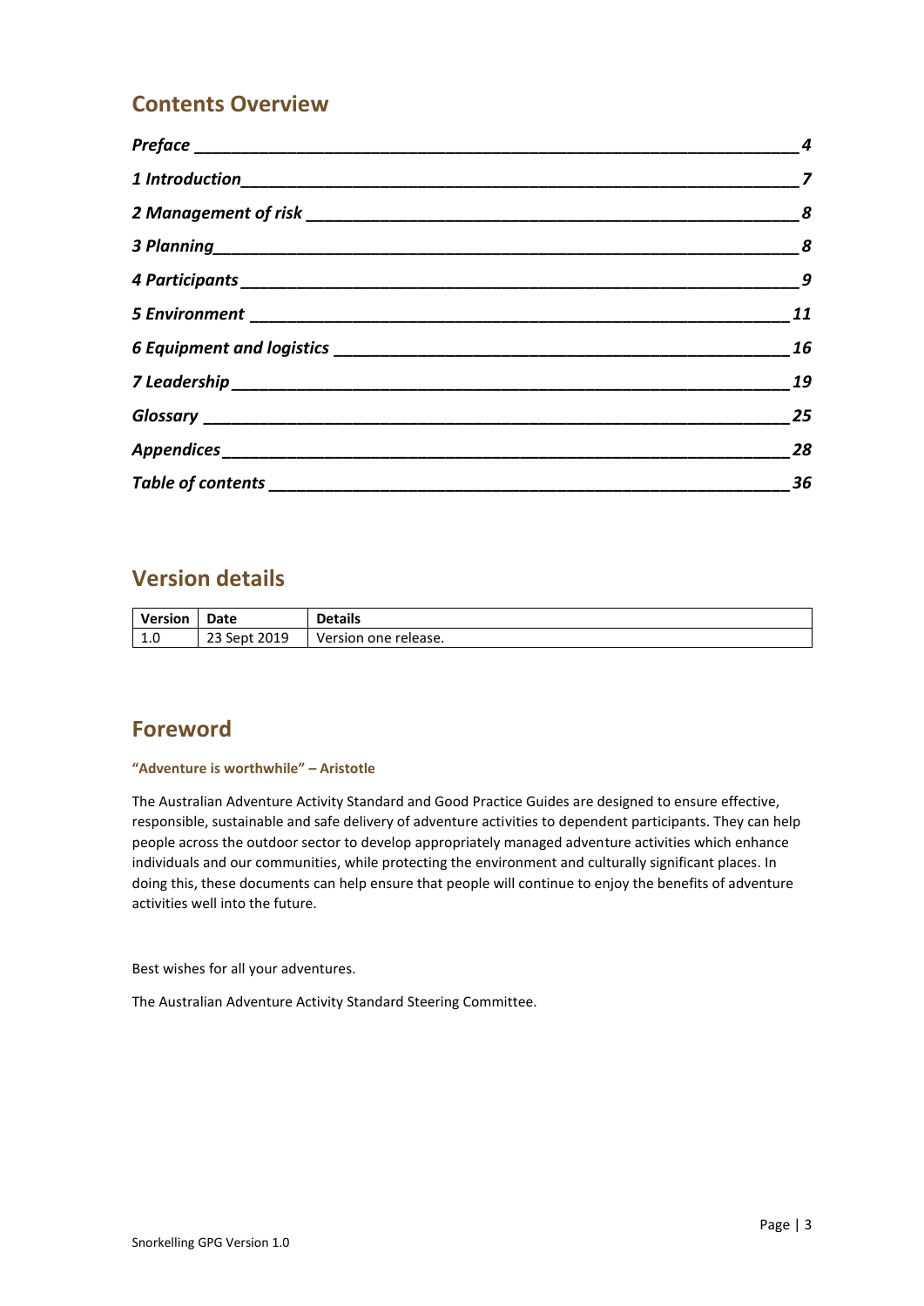## Contents Overview

| | |
|---|---|
| *Preface* | 4 |
| *1 Introduction* | 7 |
| *2 Management of risk* | 8 |
| *3 Planning* | 8 |
| *4 Participants* | 9 |
| *5 Environment* | 11 |
| *6 Equipment and logistics* | 16 |
| *7 Leadership* | 19 |
| *Glossary* | 25 |
| *Appendices* | 28 |
| *Table of contents* | 36 |

## Version details

| Version | Date | Details |
|---|---|---|
| 1.0 | 23 Sept 2019 | Version one release. |

## Foreword

**"Adventure is worthwhile" – Aristotle**

The Australian Adventure Activity Standard and Good Practice Guides are designed to ensure effective, responsible, sustainable and safe delivery of adventure activities to dependent participants. They can help people across the outdoor sector to develop appropriately managed adventure activities which enhance individuals and our communities, while protecting the environment and culturally significant places. In doing this, these documents can help ensure that people will continue to enjoy the benefits of adventure activities well into the future.

Best wishes for all your adventures.

The Australian Adventure Activity Standard Steering Committee.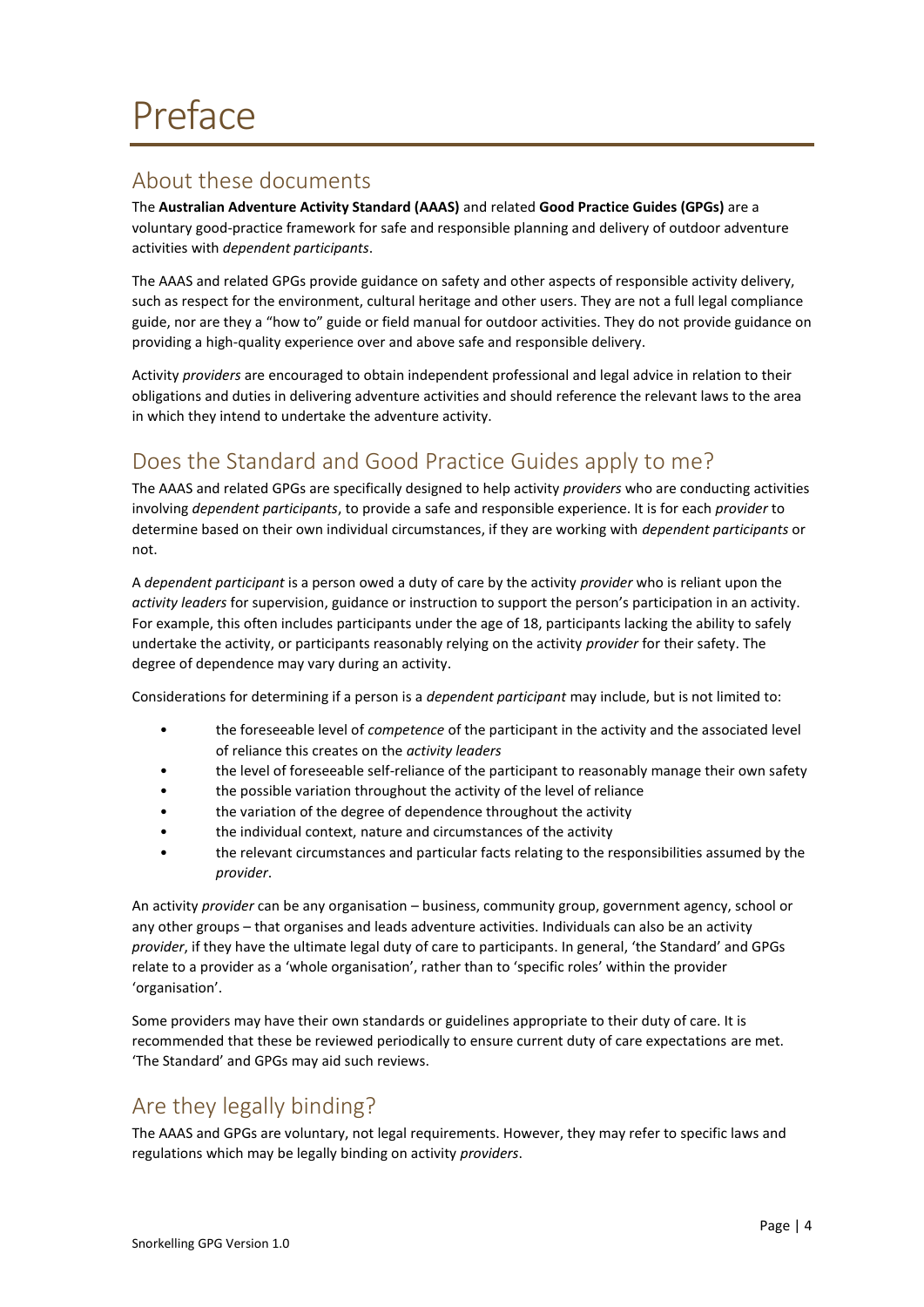# Preface

## About these documents

The **Australian Adventure Activity Standard (AAAS)** and related **Good Practice Guides (GPGs)** are a voluntary good-practice framework for safe and responsible planning and delivery of outdoor adventure activities with *dependent participants*.

The AAAS and related GPGs provide guidance on safety and other aspects of responsible activity delivery, such as respect for the environment, cultural heritage and other users. They are not a full legal compliance guide, nor are they a "how to" guide or field manual for outdoor activities. They do not provide guidance on providing a high-quality experience over and above safe and responsible delivery.

Activity *providers* are encouraged to obtain independent professional and legal advice in relation to their obligations and duties in delivering adventure activities and should reference the relevant laws to the area in which they intend to undertake the adventure activity.

## Does the Standard and Good Practice Guides apply to me?

The AAAS and related GPGs are specifically designed to help activity *providers* who are conducting activities involving *dependent participants*, to provide a safe and responsible experience. It is for each *provider* to determine based on their own individual circumstances, if they are working with *dependent participants* or not.

A *dependent participant* is a person owed a duty of care by the activity *provider* who is reliant upon the *activity leaders* for supervision, guidance or instruction to support the person's participation in an activity. For example, this often includes participants under the age of 18, participants lacking the ability to safely undertake the activity, or participants reasonably relying on the activity *provider* for their safety. The degree of dependence may vary during an activity.

Considerations for determining if a person is a *dependent participant* may include, but is not limited to:

- the foreseeable level of *competence* of the participant in the activity and the associated level of reliance this creates on the *activity leaders*
- the level of foreseeable self-reliance of the participant to reasonably manage their own safety
- the possible variation throughout the activity of the level of reliance
- the variation of the degree of dependence throughout the activity
- the individual context, nature and circumstances of the activity
- the relevant circumstances and particular facts relating to the responsibilities assumed by the *provider*.

An activity *provider* can be any organisation – business, community group, government agency, school or any other groups – that organises and leads adventure activities. Individuals can also be an activity *provider*, if they have the ultimate legal duty of care to participants. In general, 'the Standard' and GPGs relate to a provider as a 'whole organisation', rather than to 'specific roles' within the provider 'organisation'.

Some providers may have their own standards or guidelines appropriate to their duty of care. It is recommended that these be reviewed periodically to ensure current duty of care expectations are met. 'The Standard' and GPGs may aid such reviews.

## Are they legally binding?

The AAAS and GPGs are voluntary, not legal requirements. However, they may refer to specific laws and regulations which may be legally binding on activity *providers*.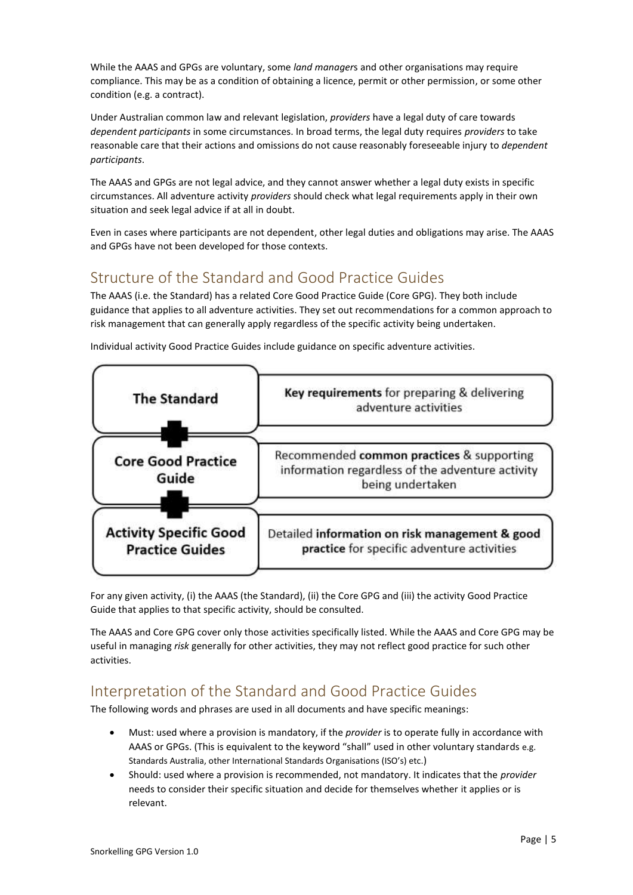While the AAAS and GPGs are voluntary, some *land manager*s and other organisations may require compliance. This may be as a condition of obtaining a licence, permit or other permission, or some other condition (e.g. a contract).

Under Australian common law and relevant legislation, *providers* have a legal duty of care towards *dependent participants* in some circumstances. In broad terms, the legal duty requires *providers* to take reasonable care that their actions and omissions do not cause reasonably foreseeable injury to *dependent participants*.

The AAAS and GPGs are not legal advice, and they cannot answer whether a legal duty exists in specific circumstances. All adventure activity *providers* should check what legal requirements apply in their own situation and seek legal advice if at all in doubt.

Even in cases where participants are not dependent, other legal duties and obligations may arise. The AAAS and GPGs have not been developed for those contexts.

## Structure of the Standard and Good Practice Guides

The AAAS (i.e. the Standard) has a related Core Good Practice Guide (Core GPG). They both include guidance that applies to all adventure activities. They set out recommendations for a common approach to risk management that can generally apply regardless of the specific activity being undertaken.

Individual activity Good Practice Guides include guidance on specific adventure activities.

| | |
|---|---|
| **The Standard** | **Key requirements** for preparing & delivering adventure activities |
| **Core Good Practice Guide** | Recommended **common practices** & supporting information regardless of the adventure activity being undertaken |
| **Activity Specific Good Practice Guides** | Detailed **information on risk management & good practice** for specific adventure activities |

For any given activity, (i) the AAAS (the Standard), (ii) the Core GPG and (iii) the activity Good Practice Guide that applies to that specific activity, should be consulted.

The AAAS and Core GPG cover only those activities specifically listed. While the AAAS and Core GPG may be useful in managing *risk* generally for other activities, they may not reflect good practice for such other activities.

## Interpretation of the Standard and Good Practice Guides

The following words and phrases are used in all documents and have specific meanings:

- Must: used where a provision is mandatory, if the *provider* is to operate fully in accordance with AAAS or GPGs. (This is equivalent to the keyword "shall" used in other voluntary standards e.g. Standards Australia, other International Standards Organisations (ISO's) etc.)
- Should: used where a provision is recommended, not mandatory. It indicates that the *provider* needs to consider their specific situation and decide for themselves whether it applies or is relevant.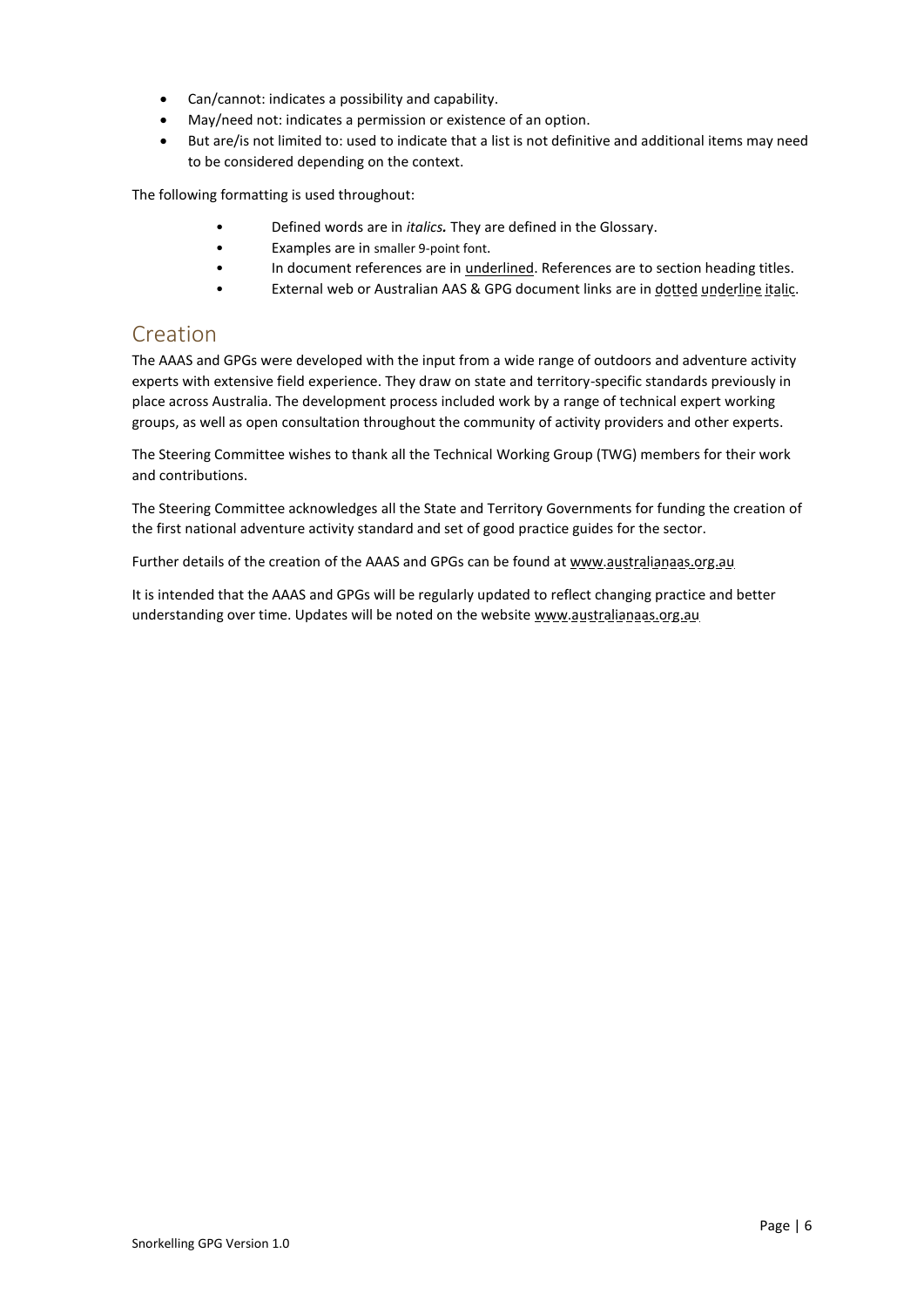- Can/cannot: indicates a possibility and capability.
- May/need not: indicates a permission or existence of an option.
- But are/is not limited to: used to indicate that a list is not definitive and additional items may need to be considered depending on the context.

The following formatting is used throughout:

- Defined words are in *italics.* They are defined in the Glossary.
- Examples are in smaller 9-point font.
- In document references are in underlined. References are to section heading titles.
- External web or Australian AAS & GPG document links are in *dotted underline italic*.

## Creation

The AAAS and GPGs were developed with the input from a wide range of outdoors and adventure activity experts with extensive field experience. They draw on state and territory-specific standards previously in place across Australia. The development process included work by a range of technical expert working groups, as well as open consultation throughout the community of activity providers and other experts.

The Steering Committee wishes to thank all the Technical Working Group (TWG) members for their work and contributions.

The Steering Committee acknowledges all the State and Territory Governments for funding the creation of the first national adventure activity standard and set of good practice guides for the sector.

Further details of the creation of the AAAS and GPGs can be found at www.australianaas.org.au

It is intended that the AAAS and GPGs will be regularly updated to reflect changing practice and better understanding over time. Updates will be noted on the website www.australianaas.org.au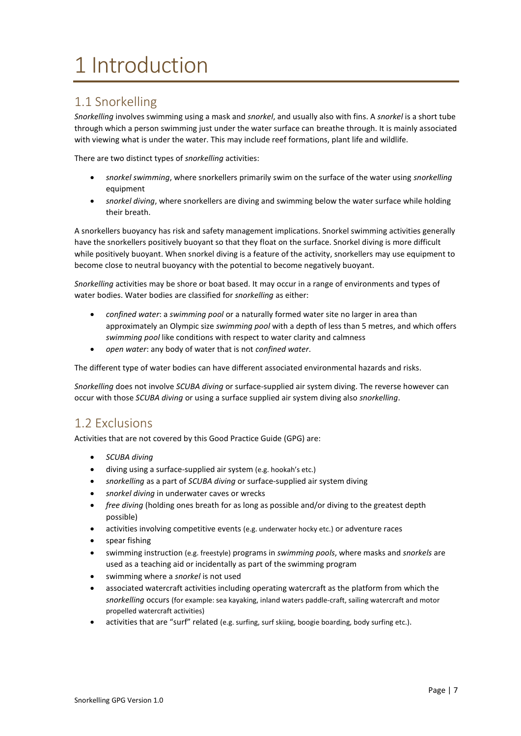# 1 Introduction

## 1.1 Snorkelling

*Snorkelling* involves swimming using a mask and *snorkel*, and usually also with fins. A *snorkel* is a short tube through which a person swimming just under the water surface can breathe through. It is mainly associated with viewing what is under the water. This may include reef formations, plant life and wildlife.

There are two distinct types of *snorkelling* activities:

- *snorkel swimming*, where snorkellers primarily swim on the surface of the water using *snorkelling* equipment
- *snorkel diving*, where snorkellers are diving and swimming below the water surface while holding their breath.

A snorkellers buoyancy has risk and safety management implications. Snorkel swimming activities generally have the snorkellers positively buoyant so that they float on the surface. Snorkel diving is more difficult while positively buoyant. When snorkel diving is a feature of the activity, snorkellers may use equipment to become close to neutral buoyancy with the potential to become negatively buoyant.

*Snorkelling* activities may be shore or boat based. It may occur in a range of environments and types of water bodies. Water bodies are classified for *snorkelling* as either:

- *confined water*: a *swimming pool* or a naturally formed water site no larger in area than approximately an Olympic size *swimming pool* with a depth of less than 5 metres, and which offers *swimming pool* like conditions with respect to water clarity and calmness
- *open water*: any body of water that is not *confined water*.

The different type of water bodies can have different associated environmental hazards and risks.

*Snorkelling* does not involve *SCUBA diving* or surface-supplied air system diving. The reverse however can occur with those *SCUBA diving* or using a surface supplied air system diving also *snorkelling*.

## 1.2 Exclusions

Activities that are not covered by this Good Practice Guide (GPG) are:

- *SCUBA diving*
- diving using a surface-supplied air system (e.g. hookah's etc.)
- *snorkelling* as a part of *SCUBA diving* or surface-supplied air system diving
- *snorkel diving* in underwater caves or wrecks
- *free diving* (holding ones breath for as long as possible and/or diving to the greatest depth possible)
- activities involving competitive events (e.g. underwater hocky etc.) or adventure races
- spear fishing
- swimming instruction (e.g. freestyle) programs in *swimming pools*, where masks and *snorkels* are used as a teaching aid or incidentally as part of the swimming program
- swimming where a *snorkel* is not used
- associated watercraft activities including operating watercraft as the platform from which the *snorkelling* occurs (for example: sea kayaking, inland waters paddle-craft, sailing watercraft and motor propelled watercraft activities)
- activities that are "surf" related (e.g. surfing, surf skiing, boogie boarding, body surfing etc.).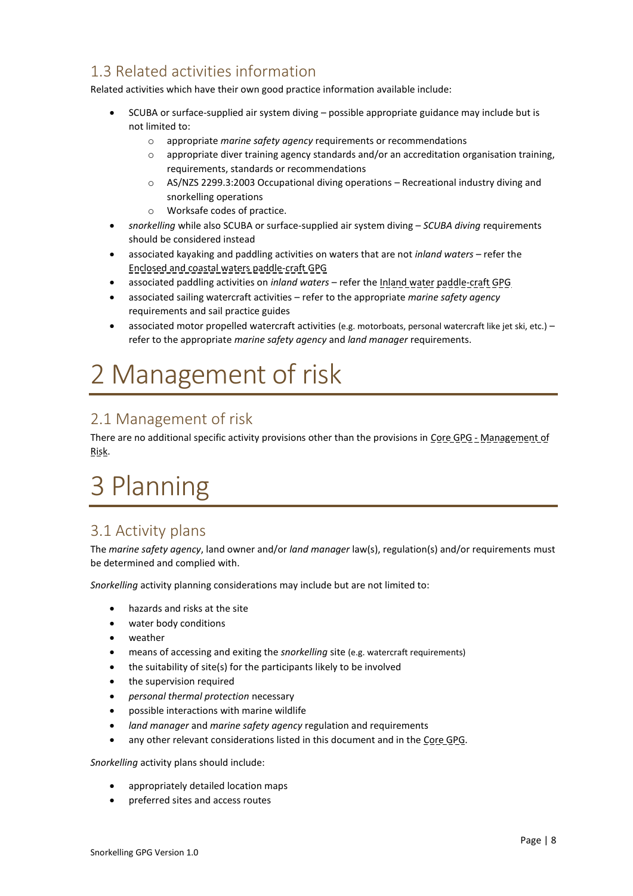## 1.3 Related activities information

Related activities which have their own good practice information available include:

- SCUBA or surface-supplied air system diving – possible appropriate guidance may include but is not limited to:
    - appropriate *marine safety agency* requirements or recommendations
    - appropriate diver training agency standards and/or an accreditation organisation training, requirements, standards or recommendations
    - AS/NZS 2299.3:2003 Occupational diving operations – Recreational industry diving and snorkelling operations
    - Worksafe codes of practice.
- *snorkelling* while also SCUBA or surface-supplied air system diving – *SCUBA diving* requirements should be considered instead
- associated kayaking and paddling activities on waters that are not *inland waters* – refer the Enclosed and coastal waters paddle-craft GPG
- associated paddling activities on *inland waters* – refer the Inland water paddle-craft GPG
- associated sailing watercraft activities – refer to the appropriate *marine safety agency* requirements and sail practice guides
- associated motor propelled watercraft activities (e.g. motorboats, personal watercraft like jet ski, etc.) – refer to the appropriate *marine safety agency* and *land manager* requirements.

# 2 Management of risk

## 2.1 Management of risk

There are no additional specific activity provisions other than the provisions in Core GPG - Management of Risk.

# 3 Planning

## 3.1 Activity plans

The *marine safety agency*, land owner and/or *land manager* law(s), regulation(s) and/or requirements must be determined and complied with.

*Snorkelling* activity planning considerations may include but are not limited to:

- hazards and risks at the site
- water body conditions
- weather
- means of accessing and exiting the *snorkelling* site (e.g. watercraft requirements)
- the suitability of site(s) for the participants likely to be involved
- the supervision required
- *personal thermal protection* necessary
- possible interactions with marine wildlife
- *land manager* and *marine safety agency* regulation and requirements
- any other relevant considerations listed in this document and in the Core GPG.

*Snorkelling* activity plans should include:

- appropriately detailed location maps
- preferred sites and access routes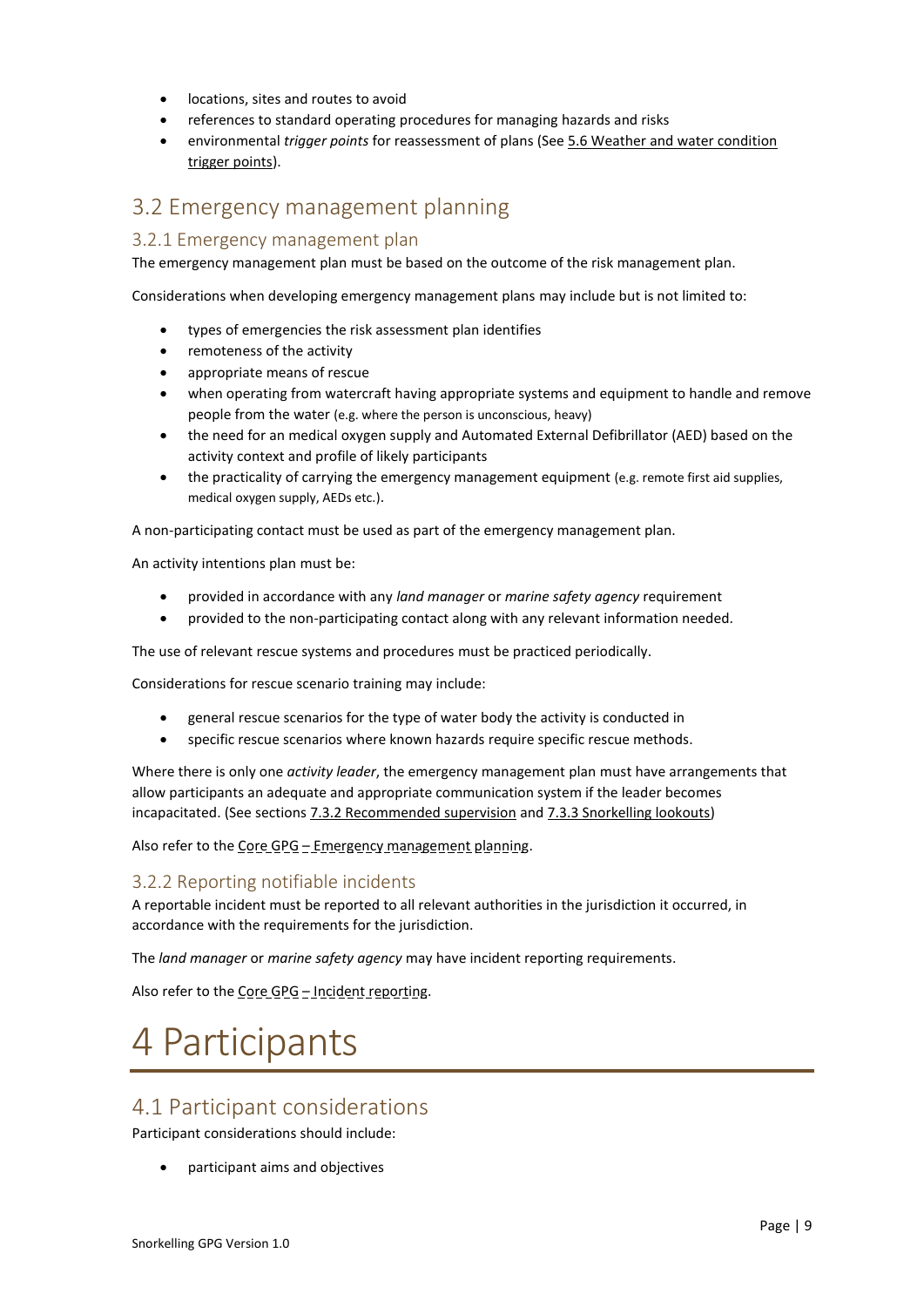- locations, sites and routes to avoid
- references to standard operating procedures for managing hazards and risks
- environmental *trigger points* for reassessment of plans (See 5.6 Weather and water condition trigger points).

## 3.2 Emergency management planning

### 3.2.1 Emergency management plan

The emergency management plan must be based on the outcome of the risk management plan.

Considerations when developing emergency management plans may include but is not limited to:

- types of emergencies the risk assessment plan identifies
- remoteness of the activity
- appropriate means of rescue
- when operating from watercraft having appropriate systems and equipment to handle and remove people from the water (e.g. where the person is unconscious, heavy)
- the need for an medical oxygen supply and Automated External Defibrillator (AED) based on the activity context and profile of likely participants
- the practicality of carrying the emergency management equipment (e.g. remote first aid supplies, medical oxygen supply, AEDs etc.).

A non-participating contact must be used as part of the emergency management plan.

An activity intentions plan must be:

- provided in accordance with any *land manager* or *marine safety agency* requirement
- provided to the non-participating contact along with any relevant information needed.

The use of relevant rescue systems and procedures must be practiced periodically.

Considerations for rescue scenario training may include:

- general rescue scenarios for the type of water body the activity is conducted in
- specific rescue scenarios where known hazards require specific rescue methods.

Where there is only one *activity leader*, the emergency management plan must have arrangements that allow participants an adequate and appropriate communication system if the leader becomes incapacitated. (See sections 7.3.2 Recommended supervision and 7.3.3 Snorkelling lookouts)

Also refer to the Core GPG – Emergency management planning.

### 3.2.2 Reporting notifiable incidents

A reportable incident must be reported to all relevant authorities in the jurisdiction it occurred, in accordance with the requirements for the jurisdiction.

The *land manager* or *marine safety agency* may have incident reporting requirements.

Also refer to the Core GPG – Incident reporting.

# 4 Participants

## 4.1 Participant considerations

Participant considerations should include:

- participant aims and objectives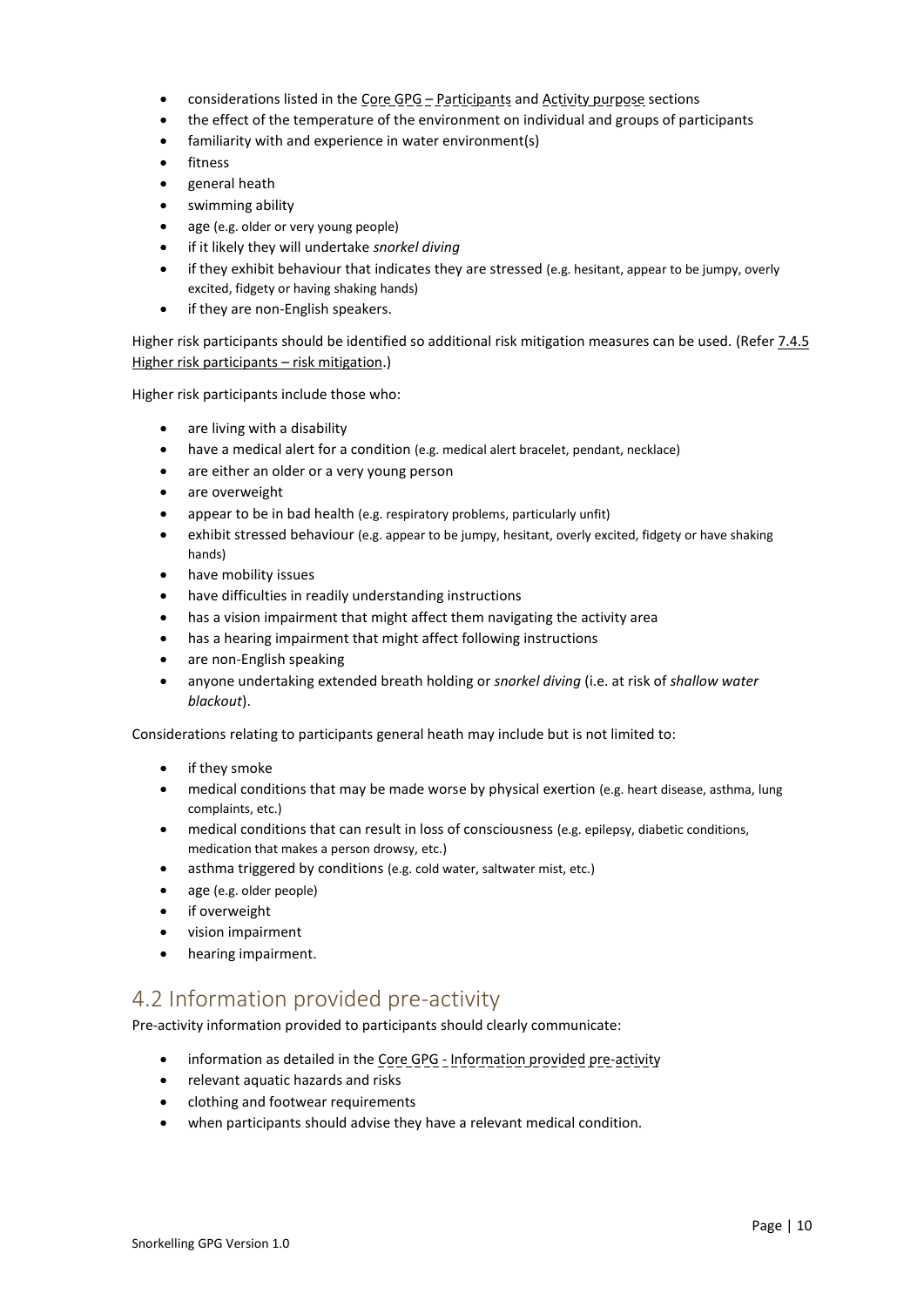- considerations listed in the Core GPG – Participants and Activity purpose sections
- the effect of the temperature of the environment on individual and groups of participants
- familiarity with and experience in water environment(s)
- fitness
- general heath
- swimming ability
- age (e.g. older or very young people)
- if it likely they will undertake *snorkel diving*
- if they exhibit behaviour that indicates they are stressed (e.g. hesitant, appear to be jumpy, overly excited, fidgety or having shaking hands)
- if they are non-English speakers.

Higher risk participants should be identified so additional risk mitigation measures can be used. (Refer 7.4.5 Higher risk participants – risk mitigation.)

Higher risk participants include those who:

- are living with a disability
- have a medical alert for a condition (e.g. medical alert bracelet, pendant, necklace)
- are either an older or a very young person
- are overweight
- appear to be in bad health (e.g. respiratory problems, particularly unfit)
- exhibit stressed behaviour (e.g. appear to be jumpy, hesitant, overly excited, fidgety or have shaking hands)
- have mobility issues
- have difficulties in readily understanding instructions
- has a vision impairment that might affect them navigating the activity area
- has a hearing impairment that might affect following instructions
- are non-English speaking
- anyone undertaking extended breath holding or *snorkel diving* (i.e. at risk of *shallow water blackout*).

Considerations relating to participants general heath may include but is not limited to:

- if they smoke
- medical conditions that may be made worse by physical exertion (e.g. heart disease, asthma, lung complaints, etc.)
- medical conditions that can result in loss of consciousness (e.g. epilepsy, diabetic conditions, medication that makes a person drowsy, etc.)
- asthma triggered by conditions (e.g. cold water, saltwater mist, etc.)
- age (e.g. older people)
- if overweight
- vision impairment
- hearing impairment.

## 4.2 Information provided pre-activity

Pre-activity information provided to participants should clearly communicate:

- information as detailed in the Core GPG - Information provided pre-activity
- relevant aquatic hazards and risks
- clothing and footwear requirements
- when participants should advise they have a relevant medical condition.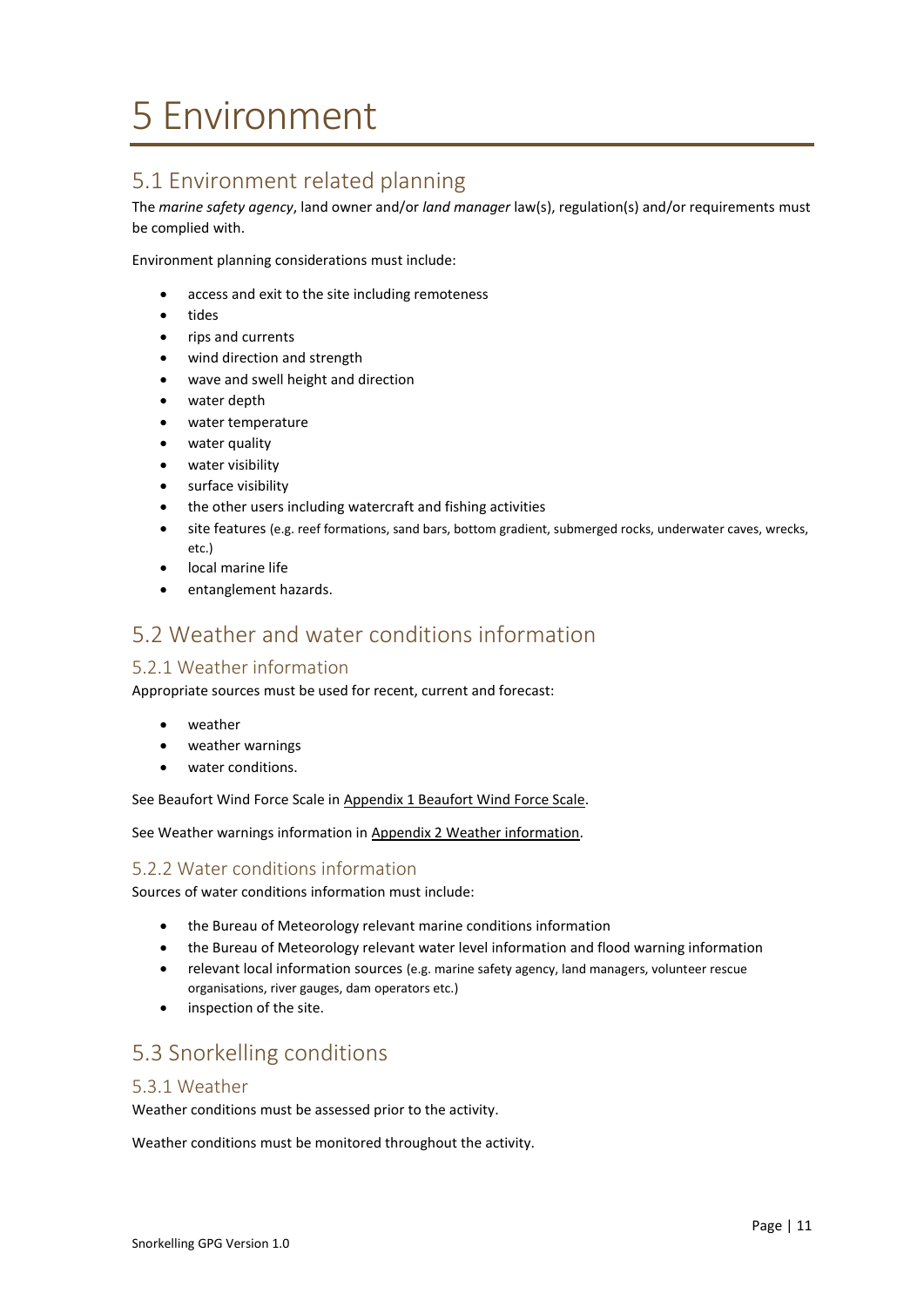# 5 Environment

## 5.1 Environment related planning

The *marine safety agency*, land owner and/or *land manager* law(s), regulation(s) and/or requirements must be complied with.

Environment planning considerations must include:

- access and exit to the site including remoteness
- tides
- rips and currents
- wind direction and strength
- wave and swell height and direction
- water depth
- water temperature
- water quality
- water visibility
- surface visibility
- the other users including watercraft and fishing activities
- site features (e.g. reef formations, sand bars, bottom gradient, submerged rocks, underwater caves, wrecks, etc.)
- local marine life
- entanglement hazards.

## 5.2 Weather and water conditions information

### 5.2.1 Weather information

Appropriate sources must be used for recent, current and forecast:

- weather
- weather warnings
- water conditions.

See Beaufort Wind Force Scale in Appendix 1 Beaufort Wind Force Scale.

See Weather warnings information in Appendix 2 Weather information.

### 5.2.2 Water conditions information

Sources of water conditions information must include:

- the Bureau of Meteorology relevant marine conditions information
- the Bureau of Meteorology relevant water level information and flood warning information
- relevant local information sources (e.g. marine safety agency, land managers, volunteer rescue organisations, river gauges, dam operators etc.)
- inspection of the site.

## 5.3 Snorkelling conditions

### 5.3.1 Weather

Weather conditions must be assessed prior to the activity.

Weather conditions must be monitored throughout the activity.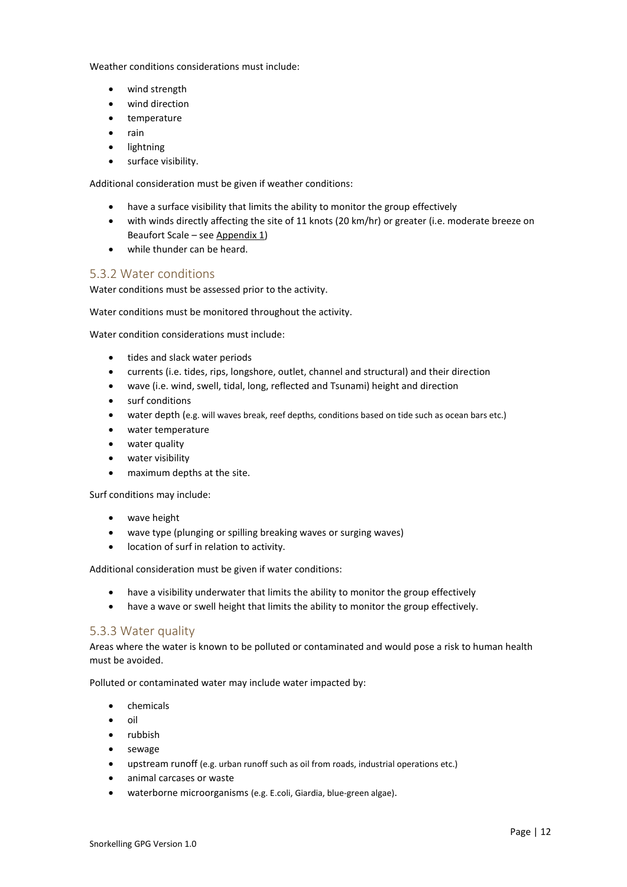Weather conditions considerations must include:

- wind strength
- wind direction
- temperature
- rain
- lightning
- surface visibility.

Additional consideration must be given if weather conditions:

- have a surface visibility that limits the ability to monitor the group effectively
- with winds directly affecting the site of 11 knots (20 km/hr) or greater (i.e. moderate breeze on Beaufort Scale – see Appendix 1)
- while thunder can be heard.

### 5.3.2 Water conditions

Water conditions must be assessed prior to the activity.

Water conditions must be monitored throughout the activity.

Water condition considerations must include:

- tides and slack water periods
- currents (i.e. tides, rips, longshore, outlet, channel and structural) and their direction
- wave (i.e. wind, swell, tidal, long, reflected and Tsunami) height and direction
- surf conditions
- water depth (e.g. will waves break, reef depths, conditions based on tide such as ocean bars etc.)
- water temperature
- water quality
- water visibility
- maximum depths at the site.

Surf conditions may include:

- wave height
- wave type (plunging or spilling breaking waves or surging waves)
- location of surf in relation to activity.

Additional consideration must be given if water conditions:

- have a visibility underwater that limits the ability to monitor the group effectively
- have a wave or swell height that limits the ability to monitor the group effectively.

### 5.3.3 Water quality

Areas where the water is known to be polluted or contaminated and would pose a risk to human health must be avoided.

Polluted or contaminated water may include water impacted by:

- chemicals
- oil
- rubbish
- sewage
- upstream runoff (e.g. urban runoff such as oil from roads, industrial operations etc.)
- animal carcases or waste
- waterborne microorganisms (e.g. E.coli, Giardia, blue-green algae).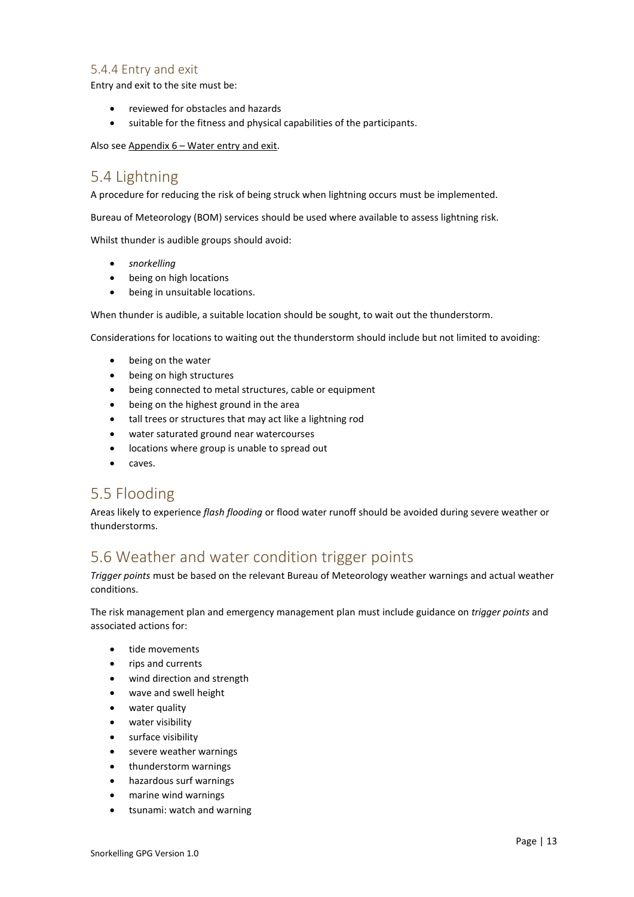### 5.4.4 Entry and exit

Entry and exit to the site must be:

- reviewed for obstacles and hazards
- suitable for the fitness and physical capabilities of the participants.

Also see Appendix 6 – Water entry and exit.

## 5.4 Lightning

A procedure for reducing the risk of being struck when lightning occurs must be implemented.

Bureau of Meteorology (BOM) services should be used where available to assess lightning risk.

Whilst thunder is audible groups should avoid:

- *snorkelling*
- being on high locations
- being in unsuitable locations.

When thunder is audible, a suitable location should be sought, to wait out the thunderstorm.

Considerations for locations to waiting out the thunderstorm should include but not limited to avoiding:

- being on the water
- being on high structures
- being connected to metal structures, cable or equipment
- being on the highest ground in the area
- tall trees or structures that may act like a lightning rod
- water saturated ground near watercourses
- locations where group is unable to spread out
- caves.

## 5.5 Flooding

Areas likely to experience *flash flooding* or flood water runoff should be avoided during severe weather or thunderstorms.

## 5.6 Weather and water condition trigger points

*Trigger points* must be based on the relevant Bureau of Meteorology weather warnings and actual weather conditions.

The risk management plan and emergency management plan must include guidance on *trigger points* and associated actions for:

- tide movements
- rips and currents
- wind direction and strength
- wave and swell height
- water quality
- water visibility
- surface visibility
- severe weather warnings
- thunderstorm warnings
- hazardous surf warnings
- marine wind warnings
- tsunami: watch and warning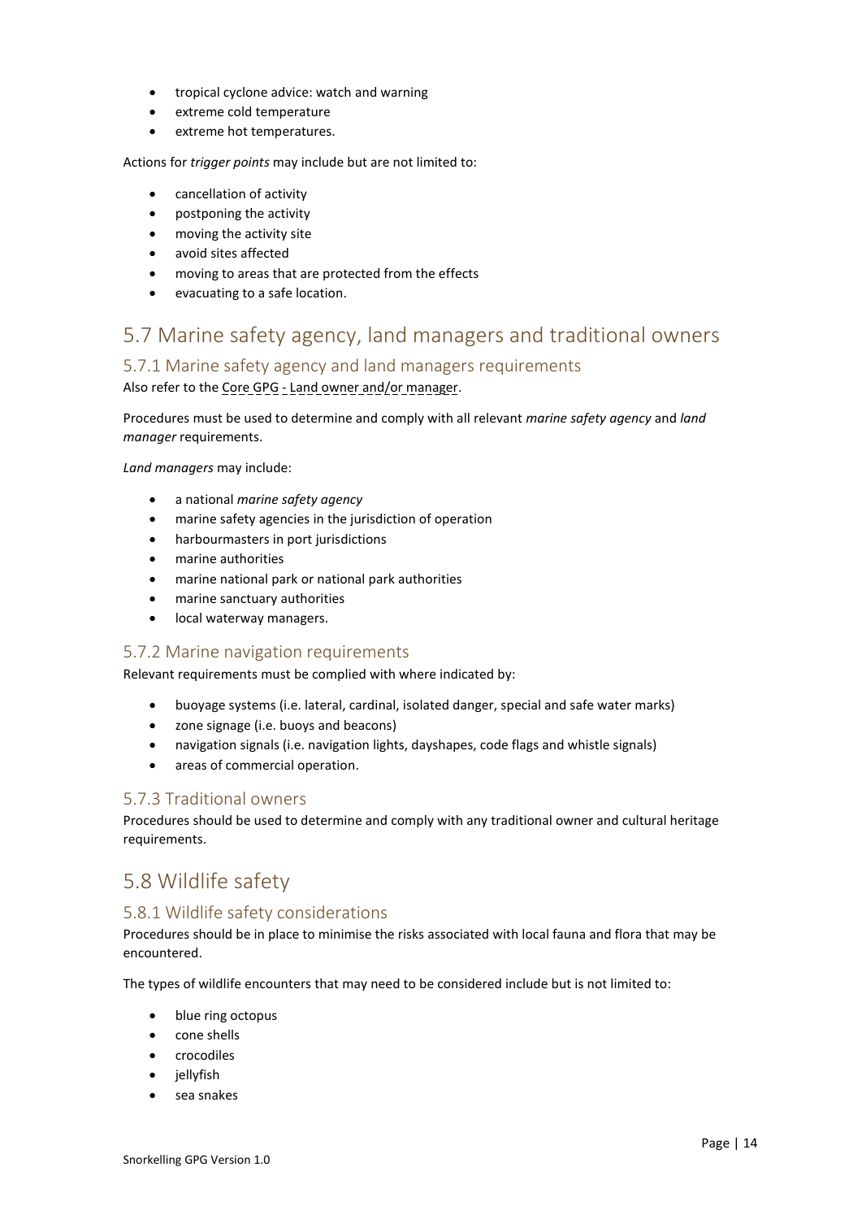- tropical cyclone advice: watch and warning
- extreme cold temperature
- extreme hot temperatures.

Actions for *trigger points* may include but are not limited to:

- cancellation of activity
- postponing the activity
- moving the activity site
- avoid sites affected
- moving to areas that are protected from the effects
- evacuating to a safe location.

## 5.7 Marine safety agency, land managers and traditional owners

### 5.7.1 Marine safety agency and land managers requirements

Also refer to the Core GPG - Land owner and/or manager.

Procedures must be used to determine and comply with all relevant *marine safety agency* and *land manager* requirements.

*Land managers* may include:

- a national *marine safety agency*
- marine safety agencies in the jurisdiction of operation
- harbourmasters in port jurisdictions
- marine authorities
- marine national park or national park authorities
- marine sanctuary authorities
- local waterway managers.

### 5.7.2 Marine navigation requirements

Relevant requirements must be complied with where indicated by:

- buoyage systems (i.e. lateral, cardinal, isolated danger, special and safe water marks)
- zone signage (i.e. buoys and beacons)
- navigation signals (i.e. navigation lights, dayshapes, code flags and whistle signals)
- areas of commercial operation.

### 5.7.3 Traditional owners

Procedures should be used to determine and comply with any traditional owner and cultural heritage requirements.

## 5.8 Wildlife safety

### 5.8.1 Wildlife safety considerations

Procedures should be in place to minimise the risks associated with local fauna and flora that may be encountered.

The types of wildlife encounters that may need to be considered include but is not limited to:

- blue ring octopus
- cone shells
- crocodiles
- jellyfish
- sea snakes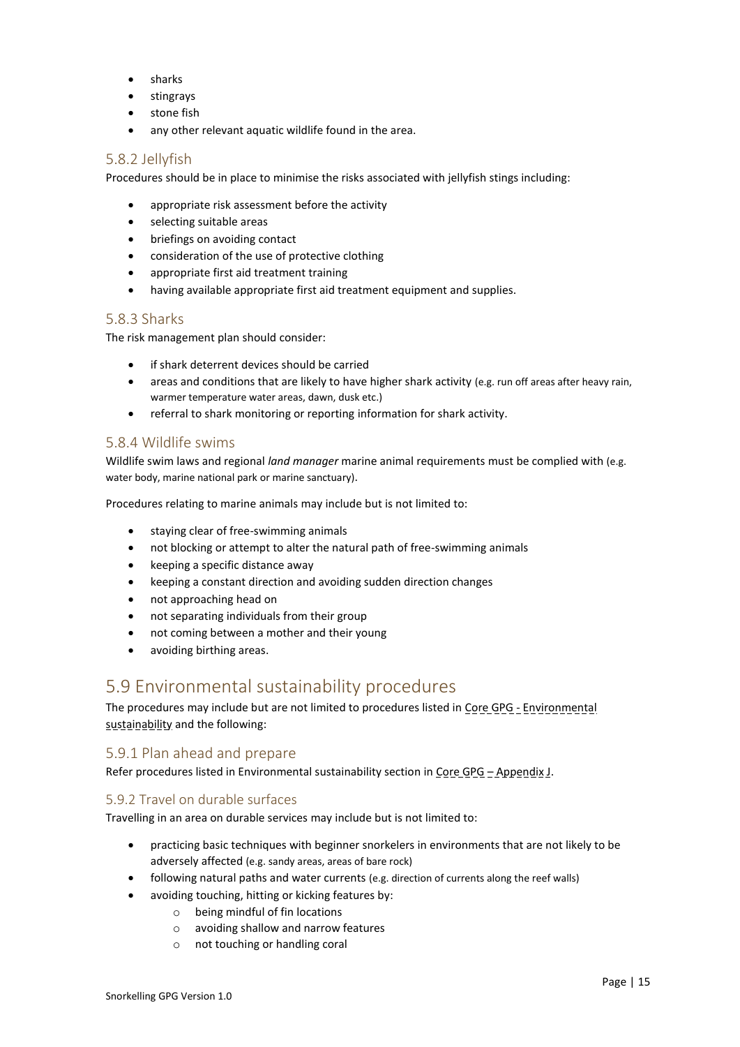- sharks
- stingrays
- stone fish
- any other relevant aquatic wildlife found in the area.

### 5.8.2 Jellyfish

Procedures should be in place to minimise the risks associated with jellyfish stings including:

- appropriate risk assessment before the activity
- selecting suitable areas
- briefings on avoiding contact
- consideration of the use of protective clothing
- appropriate first aid treatment training
- having available appropriate first aid treatment equipment and supplies.

### 5.8.3 Sharks

The risk management plan should consider:

- if shark deterrent devices should be carried
- areas and conditions that are likely to have higher shark activity (e.g. run off areas after heavy rain, warmer temperature water areas, dawn, dusk etc.)
- referral to shark monitoring or reporting information for shark activity.

### 5.8.4 Wildlife swims

Wildlife swim laws and regional *land manager* marine animal requirements must be complied with (e.g. water body, marine national park or marine sanctuary).

Procedures relating to marine animals may include but is not limited to:

- staying clear of free-swimming animals
- not blocking or attempt to alter the natural path of free-swimming animals
- keeping a specific distance away
- keeping a constant direction and avoiding sudden direction changes
- not approaching head on
- not separating individuals from their group
- not coming between a mother and their young
- avoiding birthing areas.

## 5.9 Environmental sustainability procedures

The procedures may include but are not limited to procedures listed in Core GPG - Environmental sustainability and the following:

### 5.9.1 Plan ahead and prepare

Refer procedures listed in Environmental sustainability section in Core GPG – Appendix J.

### 5.9.2 Travel on durable surfaces

Travelling in an area on durable services may include but is not limited to:

- practicing basic techniques with beginner snorkelers in environments that are not likely to be adversely affected (e.g. sandy areas, areas of bare rock)
- following natural paths and water currents (e.g. direction of currents along the reef walls)
- avoiding touching, hitting or kicking features by:
    - being mindful of fin locations
    - avoiding shallow and narrow features
    - not touching or handling coral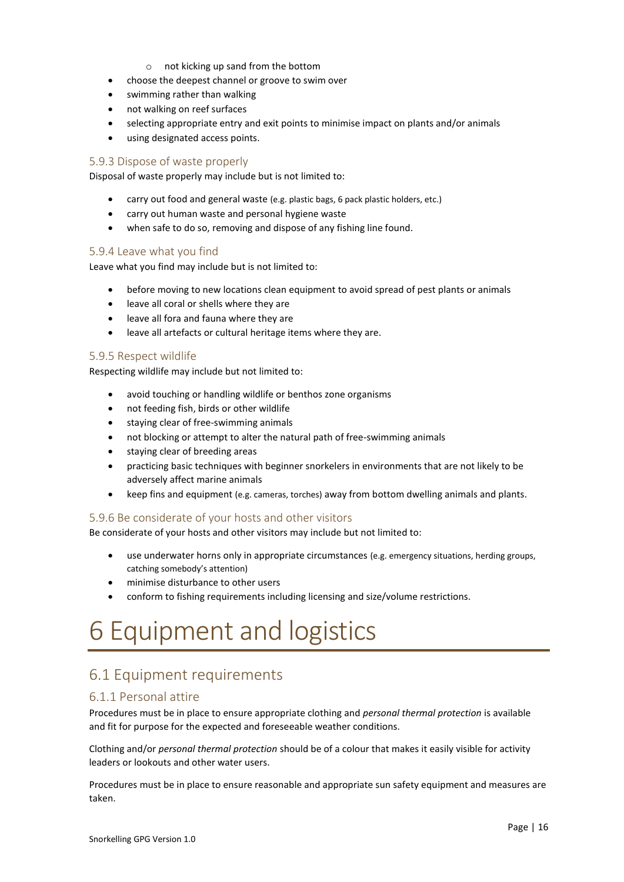- not kicking up sand from the bottom
- choose the deepest channel or groove to swim over
- swimming rather than walking
- not walking on reef surfaces
- selecting appropriate entry and exit points to minimise impact on plants and/or animals
- using designated access points.

### 5.9.3 Dispose of waste properly

Disposal of waste properly may include but is not limited to:

- carry out food and general waste (e.g. plastic bags, 6 pack plastic holders, etc.)
- carry out human waste and personal hygiene waste
- when safe to do so, removing and dispose of any fishing line found.

### 5.9.4 Leave what you find

Leave what you find may include but is not limited to:

- before moving to new locations clean equipment to avoid spread of pest plants or animals
- leave all coral or shells where they are
- leave all fora and fauna where they are
- leave all artefacts or cultural heritage items where they are.

### 5.9.5 Respect wildlife

Respecting wildlife may include but not limited to:

- avoid touching or handling wildlife or benthos zone organisms
- not feeding fish, birds or other wildlife
- staying clear of free-swimming animals
- not blocking or attempt to alter the natural path of free-swimming animals
- staying clear of breeding areas
- practicing basic techniques with beginner snorkelers in environments that are not likely to be adversely affect marine animals
- keep fins and equipment (e.g. cameras, torches) away from bottom dwelling animals and plants.

### 5.9.6 Be considerate of your hosts and other visitors

Be considerate of your hosts and other visitors may include but not limited to:

- use underwater horns only in appropriate circumstances (e.g. emergency situations, herding groups, catching somebody's attention)
- minimise disturbance to other users
- conform to fishing requirements including licensing and size/volume restrictions.

# 6 Equipment and logistics

## 6.1 Equipment requirements

### 6.1.1 Personal attire

Procedures must be in place to ensure appropriate clothing and *personal thermal protection* is available and fit for purpose for the expected and foreseeable weather conditions.

Clothing and/or *personal thermal protection* should be of a colour that makes it easily visible for activity leaders or lookouts and other water users.

Procedures must be in place to ensure reasonable and appropriate sun safety equipment and measures are taken.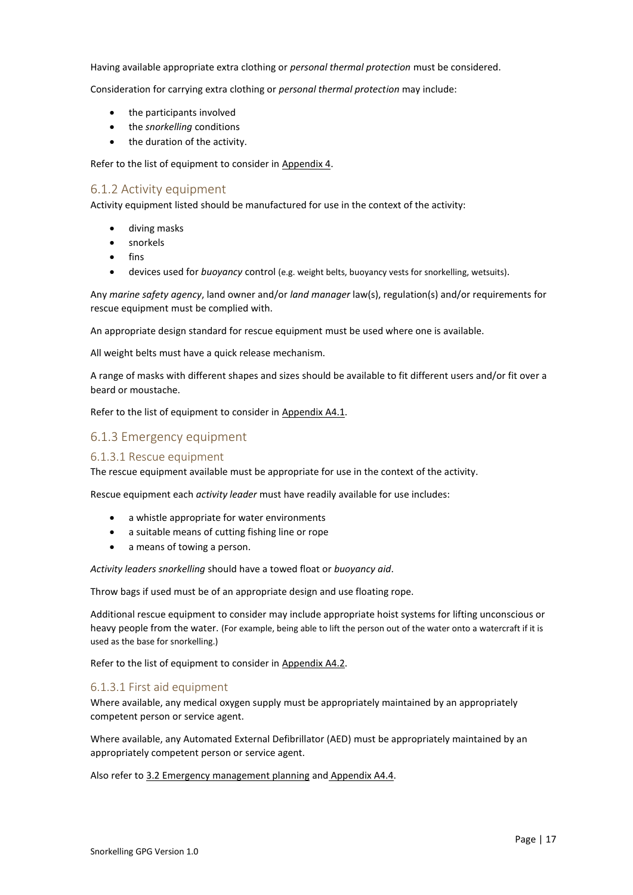Having available appropriate extra clothing or *personal thermal protection* must be considered.

Consideration for carrying extra clothing or *personal thermal protection* may include:

- the participants involved
- the *snorkelling* conditions
- the duration of the activity.

Refer to the list of equipment to consider in Appendix 4.

### 6.1.2 Activity equipment

Activity equipment listed should be manufactured for use in the context of the activity:

- diving masks
- snorkels
- fins
- devices used for *buoyancy* control (e.g. weight belts, buoyancy vests for snorkelling, wetsuits).

Any *marine safety agency*, land owner and/or *land manager* law(s), regulation(s) and/or requirements for rescue equipment must be complied with.

An appropriate design standard for rescue equipment must be used where one is available.

All weight belts must have a quick release mechanism.

A range of masks with different shapes and sizes should be available to fit different users and/or fit over a beard or moustache.

Refer to the list of equipment to consider in Appendix A4.1.

### 6.1.3 Emergency equipment

#### 6.1.3.1 Rescue equipment

The rescue equipment available must be appropriate for use in the context of the activity.

Rescue equipment each *activity leader* must have readily available for use includes:

- a whistle appropriate for water environments
- a suitable means of cutting fishing line or rope
- a means of towing a person.

*Activity leaders snorkelling* should have a towed float or *buoyancy aid*.

Throw bags if used must be of an appropriate design and use floating rope.

Additional rescue equipment to consider may include appropriate hoist systems for lifting unconscious or heavy people from the water. (For example, being able to lift the person out of the water onto a watercraft if it is used as the base for snorkelling.)

Refer to the list of equipment to consider in Appendix A4.2.

#### 6.1.3.1 First aid equipment

Where available, any medical oxygen supply must be appropriately maintained by an appropriately competent person or service agent.

Where available, any Automated External Defibrillator (AED) must be appropriately maintained by an appropriately competent person or service agent.

Also refer to 3.2 Emergency management planning and Appendix A4.4.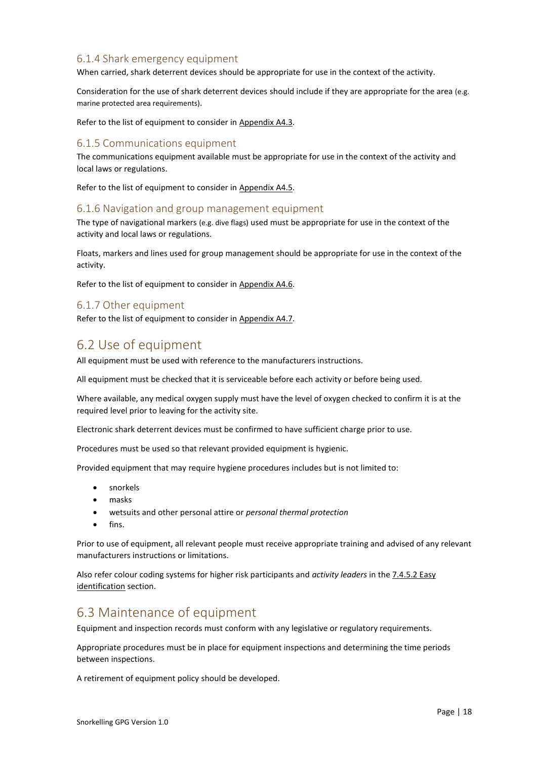### 6.1.4 Shark emergency equipment

When carried, shark deterrent devices should be appropriate for use in the context of the activity.

Consideration for the use of shark deterrent devices should include if they are appropriate for the area (e.g. marine protected area requirements).

Refer to the list of equipment to consider in Appendix A4.3.

### 6.1.5 Communications equipment

The communications equipment available must be appropriate for use in the context of the activity and local laws or regulations.

Refer to the list of equipment to consider in Appendix A4.5.

### 6.1.6 Navigation and group management equipment

The type of navigational markers (e.g. dive flags) used must be appropriate for use in the context of the activity and local laws or regulations.

Floats, markers and lines used for group management should be appropriate for use in the context of the activity.

Refer to the list of equipment to consider in Appendix A4.6.

### 6.1.7 Other equipment

Refer to the list of equipment to consider in Appendix A4.7.

## 6.2 Use of equipment

All equipment must be used with reference to the manufacturers instructions.

All equipment must be checked that it is serviceable before each activity or before being used.

Where available, any medical oxygen supply must have the level of oxygen checked to confirm it is at the required level prior to leaving for the activity site.

Electronic shark deterrent devices must be confirmed to have sufficient charge prior to use.

Procedures must be used so that relevant provided equipment is hygienic.

Provided equipment that may require hygiene procedures includes but is not limited to:

- snorkels
- masks
- wetsuits and other personal attire or *personal thermal protection*
- fins.

Prior to use of equipment, all relevant people must receive appropriate training and advised of any relevant manufacturers instructions or limitations.

Also refer colour coding systems for higher risk participants and *activity leaders* in the 7.4.5.2 Easy identification section.

## 6.3 Maintenance of equipment

Equipment and inspection records must conform with any legislative or regulatory requirements.

Appropriate procedures must be in place for equipment inspections and determining the time periods between inspections.

A retirement of equipment policy should be developed.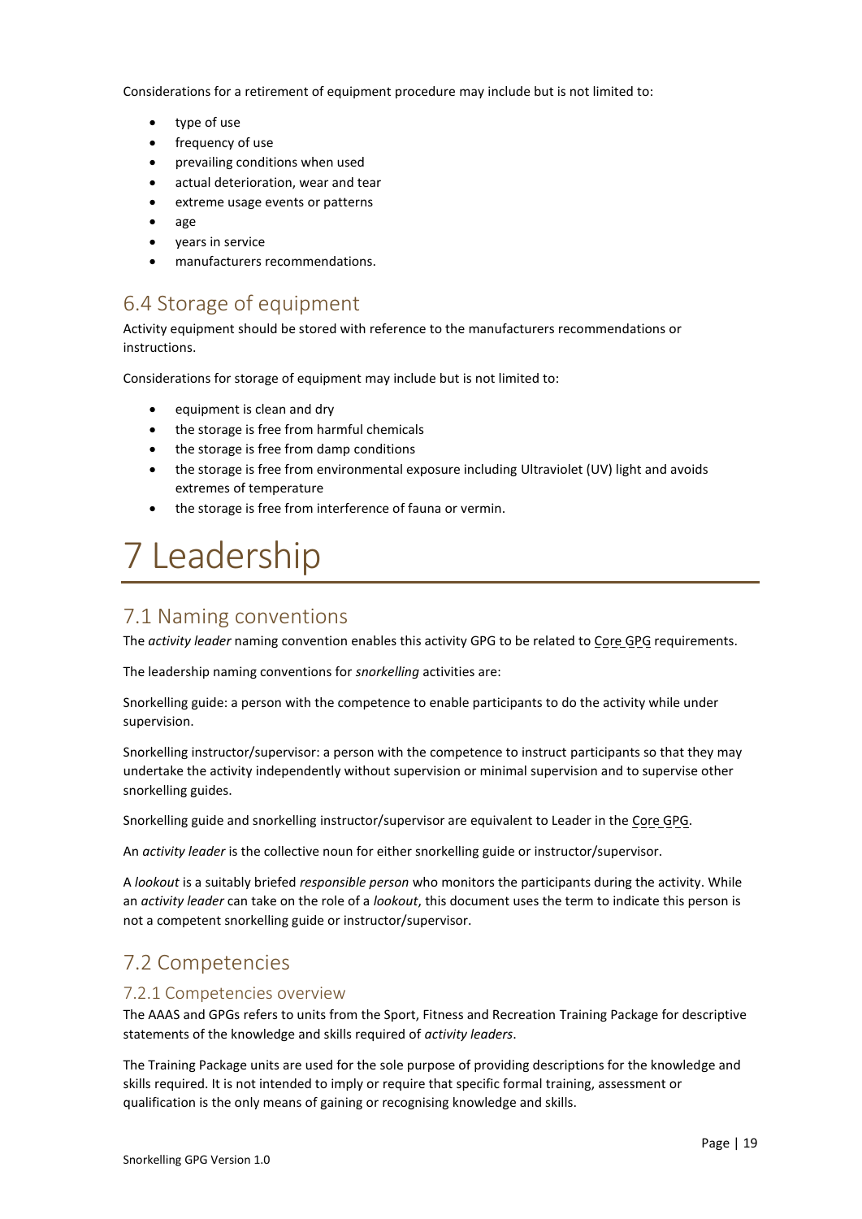Considerations for a retirement of equipment procedure may include but is not limited to:

- type of use
- frequency of use
- prevailing conditions when used
- actual deterioration, wear and tear
- extreme usage events or patterns
- age
- years in service
- manufacturers recommendations.

## 6.4 Storage of equipment

Activity equipment should be stored with reference to the manufacturers recommendations or instructions.

Considerations for storage of equipment may include but is not limited to:

- equipment is clean and dry
- the storage is free from harmful chemicals
- the storage is free from damp conditions
- the storage is free from environmental exposure including Ultraviolet (UV) light and avoids extremes of temperature
- the storage is free from interference of fauna or vermin.

# 7 Leadership

## 7.1 Naming conventions

The *activity leader* naming convention enables this activity GPG to be related to Core GPG requirements.

The leadership naming conventions for *snorkelling* activities are:

Snorkelling guide: a person with the competence to enable participants to do the activity while under supervision.

Snorkelling instructor/supervisor: a person with the competence to instruct participants so that they may undertake the activity independently without supervision or minimal supervision and to supervise other snorkelling guides.

Snorkelling guide and snorkelling instructor/supervisor are equivalent to Leader in the Core GPG.

An *activity leader* is the collective noun for either snorkelling guide or instructor/supervisor.

A *lookout* is a suitably briefed *responsible person* who monitors the participants during the activity. While an *activity leader* can take on the role of a *lookout*, this document uses the term to indicate this person is not a competent snorkelling guide or instructor/supervisor.

## 7.2 Competencies

### 7.2.1 Competencies overview

The AAAS and GPGs refers to units from the Sport, Fitness and Recreation Training Package for descriptive statements of the knowledge and skills required of *activity leaders*.

The Training Package units are used for the sole purpose of providing descriptions for the knowledge and skills required. It is not intended to imply or require that specific formal training, assessment or qualification is the only means of gaining or recognising knowledge and skills.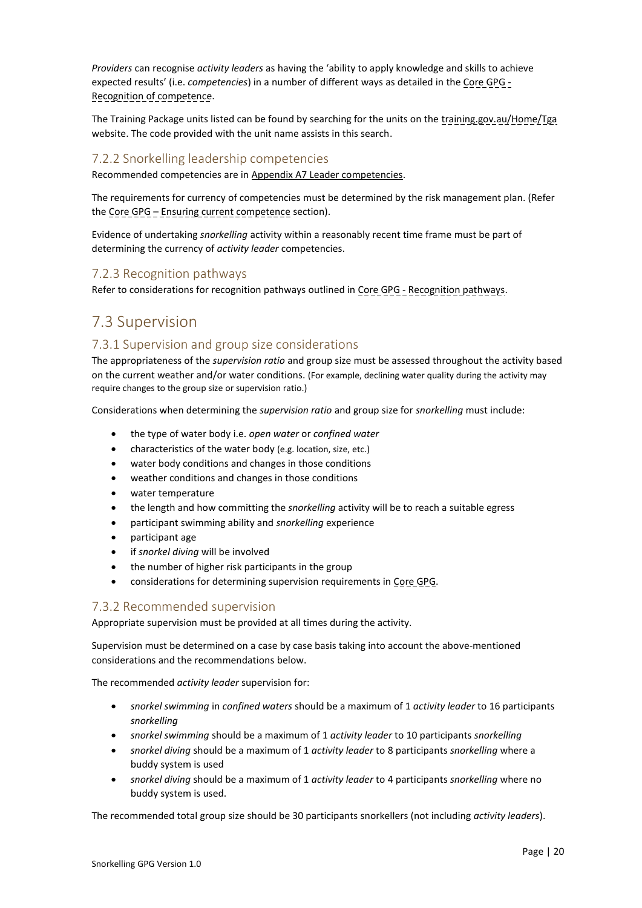*Providers* can recognise *activity leaders* as having the 'ability to apply knowledge and skills to achieve expected results' (i.e. *competencies*) in a number of different ways as detailed in the Core GPG - Recognition of competence.

The Training Package units listed can be found by searching for the units on the training.gov.au/Home/Tga website. The code provided with the unit name assists in this search.

### 7.2.2 Snorkelling leadership competencies

Recommended competencies are in Appendix A7 Leader competencies.

The requirements for currency of competencies must be determined by the risk management plan. (Refer the Core GPG – Ensuring current competence section).

Evidence of undertaking *snorkelling* activity within a reasonably recent time frame must be part of determining the currency of *activity leader* competencies.

### 7.2.3 Recognition pathways

Refer to considerations for recognition pathways outlined in Core GPG - Recognition pathways.

## 7.3 Supervision

### 7.3.1 Supervision and group size considerations

The appropriateness of the *supervision ratio* and group size must be assessed throughout the activity based on the current weather and/or water conditions. (For example, declining water quality during the activity may require changes to the group size or supervision ratio.)

Considerations when determining the *supervision ratio* and group size for *snorkelling* must include:

- the type of water body i.e. *open water* or *confined water*
- characteristics of the water body (e.g. location, size, etc.)
- water body conditions and changes in those conditions
- weather conditions and changes in those conditions
- water temperature
- the length and how committing the *snorkelling* activity will be to reach a suitable egress
- participant swimming ability and *snorkelling* experience
- participant age
- if *snorkel diving* will be involved
- the number of higher risk participants in the group
- considerations for determining supervision requirements in Core GPG.

### 7.3.2 Recommended supervision

Appropriate supervision must be provided at all times during the activity.

Supervision must be determined on a case by case basis taking into account the above-mentioned considerations and the recommendations below.

The recommended *activity leader* supervision for:

- *snorkel swimming* in *confined waters* should be a maximum of 1 *activity leader* to 16 participants *snorkelling*
- *snorkel swimming* should be a maximum of 1 *activity leader* to 10 participants *snorkelling*
- *snorkel diving* should be a maximum of 1 *activity leader* to 8 participants *snorkelling* where a buddy system is used
- *snorkel diving* should be a maximum of 1 *activity leader* to 4 participants *snorkelling* where no buddy system is used.

The recommended total group size should be 30 participants snorkellers (not including *activity leaders*).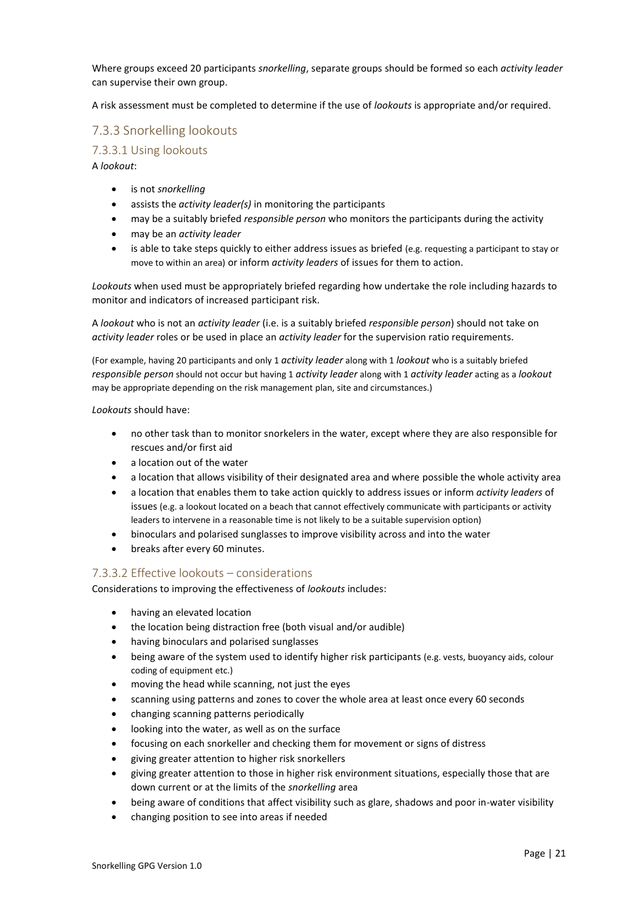Where groups exceed 20 participants *snorkelling*, separate groups should be formed so each *activity leader* can supervise their own group.

A risk assessment must be completed to determine if the use of *lookouts* is appropriate and/or required.

## 7.3.3 Snorkelling lookouts

### 7.3.3.1 Using lookouts

A *lookout*:

- is not *snorkelling*
- assists the *activity leader(s)* in monitoring the participants
- may be a suitably briefed *responsible person* who monitors the participants during the activity
- may be an *activity leader*
- is able to take steps quickly to either address issues as briefed (e.g. requesting a participant to stay or move to within an area) or inform *activity leaders* of issues for them to action.

*Lookouts* when used must be appropriately briefed regarding how undertake the role including hazards to monitor and indicators of increased participant risk.

A *lookout* who is not an *activity leader* (i.e. is a suitably briefed *responsible person*) should not take on *activity leader* roles or be used in place an *activity leader* for the supervision ratio requirements.

(For example, having 20 participants and only 1 *activity leader* along with 1 *lookout* who is a suitably briefed *responsible person* should not occur but having 1 *activity leader* along with 1 *activity leader* acting as a *lookout* may be appropriate depending on the risk management plan, site and circumstances.)

*Lookouts* should have:

- no other task than to monitor snorkelers in the water, except where they are also responsible for rescues and/or first aid
- a location out of the water
- a location that allows visibility of their designated area and where possible the whole activity area
- a location that enables them to take action quickly to address issues or inform *activity leaders* of issues (e.g. a lookout located on a beach that cannot effectively communicate with participants or activity leaders to intervene in a reasonable time is not likely to be a suitable supervision option)
- binoculars and polarised sunglasses to improve visibility across and into the water
- breaks after every 60 minutes.

### 7.3.3.2 Effective lookouts – considerations

Considerations to improving the effectiveness of *lookouts* includes:

- having an elevated location
- the location being distraction free (both visual and/or audible)
- having binoculars and polarised sunglasses
- being aware of the system used to identify higher risk participants (e.g. vests, buoyancy aids, colour coding of equipment etc.)
- moving the head while scanning, not just the eyes
- scanning using patterns and zones to cover the whole area at least once every 60 seconds
- changing scanning patterns periodically
- looking into the water, as well as on the surface
- focusing on each snorkeller and checking them for movement or signs of distress
- giving greater attention to higher risk snorkellers
- giving greater attention to those in higher risk environment situations, especially those that are down current or at the limits of the *snorkelling* area
- being aware of conditions that affect visibility such as glare, shadows and poor in-water visibility
- changing position to see into areas if needed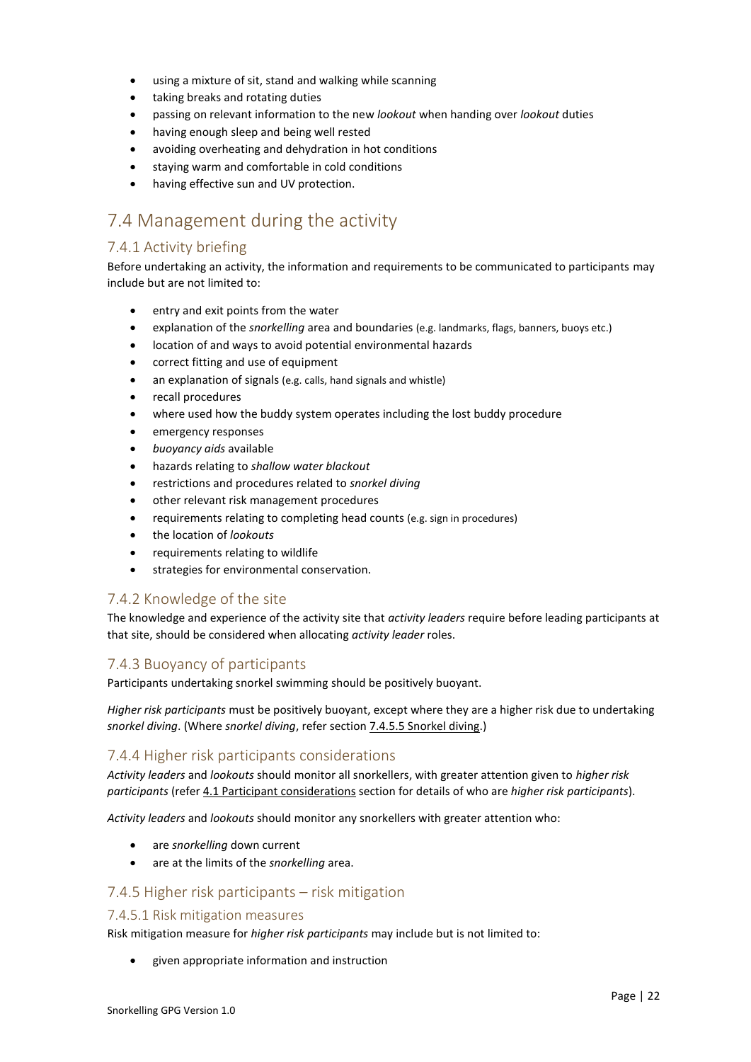- using a mixture of sit, stand and walking while scanning
- taking breaks and rotating duties
- passing on relevant information to the new *lookout* when handing over *lookout* duties
- having enough sleep and being well rested
- avoiding overheating and dehydration in hot conditions
- staying warm and comfortable in cold conditions
- having effective sun and UV protection.

## 7.4 Management during the activity

### 7.4.1 Activity briefing

Before undertaking an activity, the information and requirements to be communicated to participants may include but are not limited to:

- entry and exit points from the water
- explanation of the *snorkelling* area and boundaries (e.g. landmarks, flags, banners, buoys etc.)
- location of and ways to avoid potential environmental hazards
- correct fitting and use of equipment
- an explanation of signals (e.g. calls, hand signals and whistle)
- recall procedures
- where used how the buddy system operates including the lost buddy procedure
- emergency responses
- *buoyancy aids* available
- hazards relating to *shallow water blackout*
- restrictions and procedures related to *snorkel diving*
- other relevant risk management procedures
- requirements relating to completing head counts (e.g. sign in procedures)
- the location of *lookouts*
- requirements relating to wildlife
- strategies for environmental conservation.

### 7.4.2 Knowledge of the site

The knowledge and experience of the activity site that *activity leaders* require before leading participants at that site, should be considered when allocating *activity leader* roles.

### 7.4.3 Buoyancy of participants

Participants undertaking snorkel swimming should be positively buoyant.

*Higher risk participants* must be positively buoyant, except where they are a higher risk due to undertaking *snorkel diving*. (Where *snorkel diving*, refer section 7.4.5.5 Snorkel diving.)

### 7.4.4 Higher risk participants considerations

*Activity leaders* and *lookouts* should monitor all snorkellers, with greater attention given to *higher risk participants* (refer 4.1 Participant considerations section for details of who are *higher risk participants*).

*Activity leaders* and *lookouts* should monitor any snorkellers with greater attention who:

- are *snorkelling* down current
- are at the limits of the *snorkelling* area.

### 7.4.5 Higher risk participants – risk mitigation

#### 7.4.5.1 Risk mitigation measures

Risk mitigation measure for *higher risk participants* may include but is not limited to:

- given appropriate information and instruction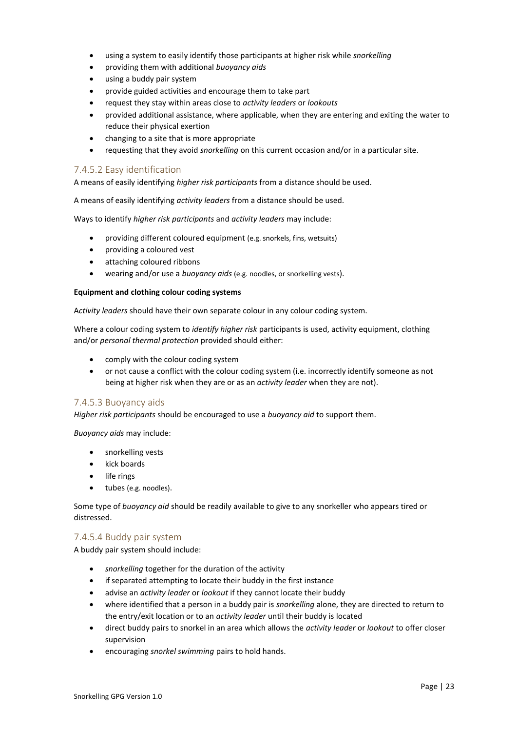- using a system to easily identify those participants at higher risk while *snorkelling*
- providing them with additional *buoyancy aids*
- using a buddy pair system
- provide guided activities and encourage them to take part
- request they stay within areas close to *activity leaders* or *lookouts*
- provided additional assistance, where applicable, when they are entering and exiting the water to reduce their physical exertion
- changing to a site that is more appropriate
- requesting that they avoid *snorkelling* on this current occasion and/or in a particular site.

### 7.4.5.2 Easy identification

A means of easily identifying *higher risk participants* from a distance should be used.

A means of easily identifying *activity leaders* from a distance should be used.

Ways to identify *higher risk participants* and *activity leaders* may include:

- providing different coloured equipment (e.g. snorkels, fins, wetsuits)
- providing a coloured vest
- attaching coloured ribbons
- wearing and/or use a *buoyancy aids* (e.g. noodles, or snorkelling vests).

**Equipment and clothing colour coding systems**

A*ctivity leaders* should have their own separate colour in any colour coding system.

Where a colour coding system to *identify higher risk* participants is used, activity equipment, clothing and/or *personal thermal protection* provided should either:

- comply with the colour coding system
- or not cause a conflict with the colour coding system (i.e. incorrectly identify someone as not being at higher risk when they are or as an *activity leader* when they are not).

### 7.4.5.3 Buoyancy aids

*Higher risk participants* should be encouraged to use a *buoyancy aid* to support them.

*Buoyancy aids* may include:

- snorkelling vests
- kick boards
- life rings
- tubes (e.g. noodles).

Some type of *buoyancy aid* should be readily available to give to any snorkeller who appears tired or distressed.

### 7.4.5.4 Buddy pair system

A buddy pair system should include:

- *snorkelling* together for the duration of the activity
- if separated attempting to locate their buddy in the first instance
- advise an *activity leader* or *lookout* if they cannot locate their buddy
- where identified that a person in a buddy pair is *snorkelling* alone, they are directed to return to the entry/exit location or to an *activity leader* until their buddy is located
- direct buddy pairs to snorkel in an area which allows the *activity leader* or *lookout* to offer closer supervision
- encouraging *snorkel swimming* pairs to hold hands.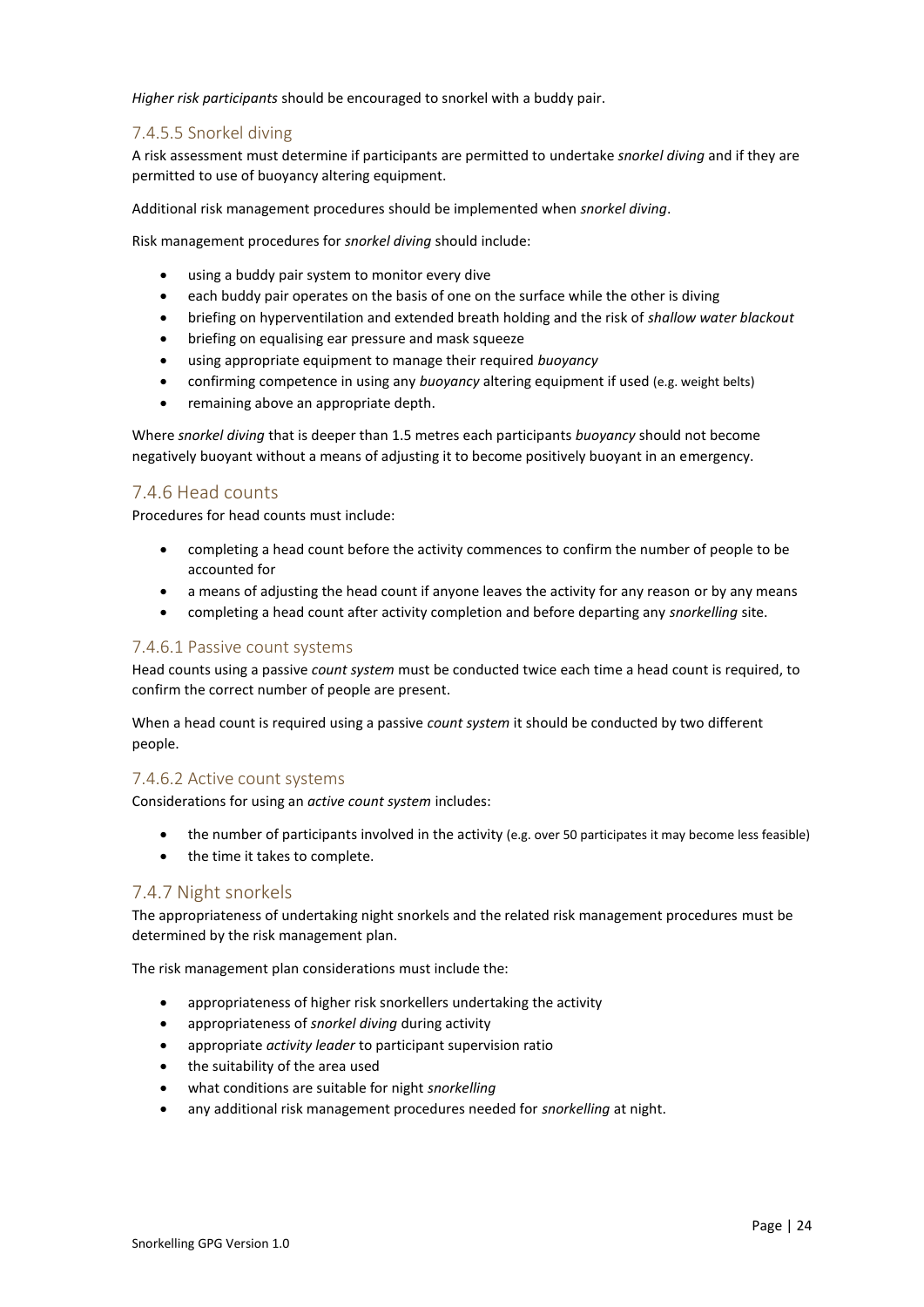*Higher risk participants* should be encouraged to snorkel with a buddy pair.

#### 7.4.5.5 Snorkel diving

A risk assessment must determine if participants are permitted to undertake *snorkel diving* and if they are permitted to use of buoyancy altering equipment.

Additional risk management procedures should be implemented when *snorkel diving*.

Risk management procedures for *snorkel diving* should include:

- using a buddy pair system to monitor every dive
- each buddy pair operates on the basis of one on the surface while the other is diving
- briefing on hyperventilation and extended breath holding and the risk of *shallow water blackout*
- briefing on equalising ear pressure and mask squeeze
- using appropriate equipment to manage their required *buoyancy*
- confirming competence in using any *buoyancy* altering equipment if used (e.g. weight belts)
- remaining above an appropriate depth.

Where *snorkel diving* that is deeper than 1.5 metres each participants *buoyancy* should not become negatively buoyant without a means of adjusting it to become positively buoyant in an emergency.

### 7.4.6 Head counts

Procedures for head counts must include:

- completing a head count before the activity commences to confirm the number of people to be accounted for
- a means of adjusting the head count if anyone leaves the activity for any reason or by any means
- completing a head count after activity completion and before departing any *snorkelling* site.

#### 7.4.6.1 Passive count systems

Head counts using a passive *count system* must be conducted twice each time a head count is required, to confirm the correct number of people are present.

When a head count is required using a passive *count system* it should be conducted by two different people.

#### 7.4.6.2 Active count systems

Considerations for using an *active count system* includes:

- the number of participants involved in the activity (e.g. over 50 participates it may become less feasible)
- the time it takes to complete.

### 7.4.7 Night snorkels

The appropriateness of undertaking night snorkels and the related risk management procedures must be determined by the risk management plan.

The risk management plan considerations must include the:

- appropriateness of higher risk snorkellers undertaking the activity
- appropriateness of *snorkel diving* during activity
- appropriate *activity leader* to participant supervision ratio
- the suitability of the area used
- what conditions are suitable for night *snorkelling*
- any additional risk management procedures needed for *snorkelling* at night.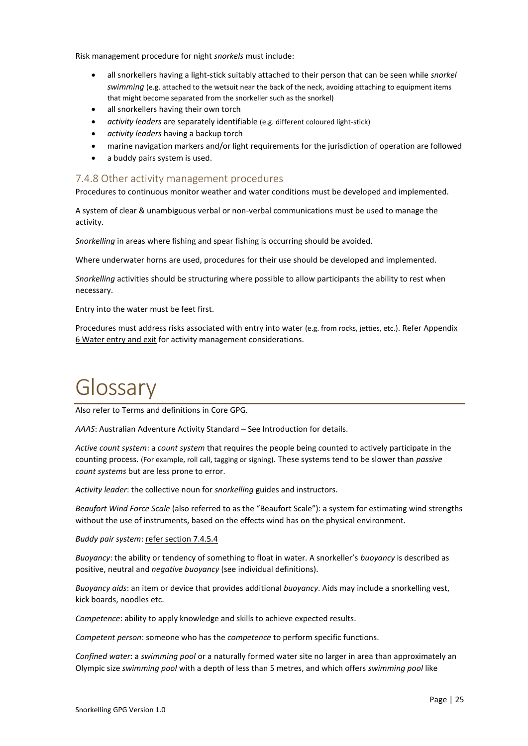Risk management procedure for night *snorkels* must include:

- all snorkellers having a light-stick suitably attached to their person that can be seen while *snorkel swimming* (e.g. attached to the wetsuit near the back of the neck, avoiding attaching to equipment items that might become separated from the snorkeller such as the snorkel)
- all snorkellers having their own torch
- *activity leaders* are separately identifiable (e.g. different coloured light-stick)
- *activity leaders* having a backup torch
- marine navigation markers and/or light requirements for the jurisdiction of operation are followed
- a buddy pairs system is used.

### 7.4.8 Other activity management procedures

Procedures to continuous monitor weather and water conditions must be developed and implemented.

A system of clear & unambiguous verbal or non-verbal communications must be used to manage the activity.

*Snorkelling* in areas where fishing and spear fishing is occurring should be avoided.

Where underwater horns are used, procedures for their use should be developed and implemented.

*Snorkelling* activities should be structuring where possible to allow participants the ability to rest when necessary.

Entry into the water must be feet first.

Procedures must address risks associated with entry into water (e.g. from rocks, jetties, etc.). Refer Appendix 6 Water entry and exit for activity management considerations.

# Glossary

Also refer to Terms and definitions in Core GPG.

*AAAS*: Australian Adventure Activity Standard – See Introduction for details.

*Active count system*: a *count system* that requires the people being counted to actively participate in the counting process. (For example, roll call, tagging or signing). These systems tend to be slower than *passive count systems* but are less prone to error.

*Activity leader*: the collective noun for *snorkelling* guides and instructors.

*Beaufort Wind Force Scale* (also referred to as the "Beaufort Scale"): a system for estimating wind strengths without the use of instruments, based on the effects wind has on the physical environment.

*Buddy pair system*: refer section 7.4.5.4

*Buoyancy*: the ability or tendency of something to float in water. A snorkeller's *buoyancy* is described as positive, neutral and *negative buoyancy* (see individual definitions).

*Buoyancy aids*: an item or device that provides additional *buoyancy*. Aids may include a snorkelling vest, kick boards, noodles etc.

*Competence*: ability to apply knowledge and skills to achieve expected results.

*Competent person*: someone who has the *competence* to perform specific functions.

*Confined water*: a *swimming pool* or a naturally formed water site no larger in area than approximately an Olympic size *swimming pool* with a depth of less than 5 metres, and which offers *swimming pool* like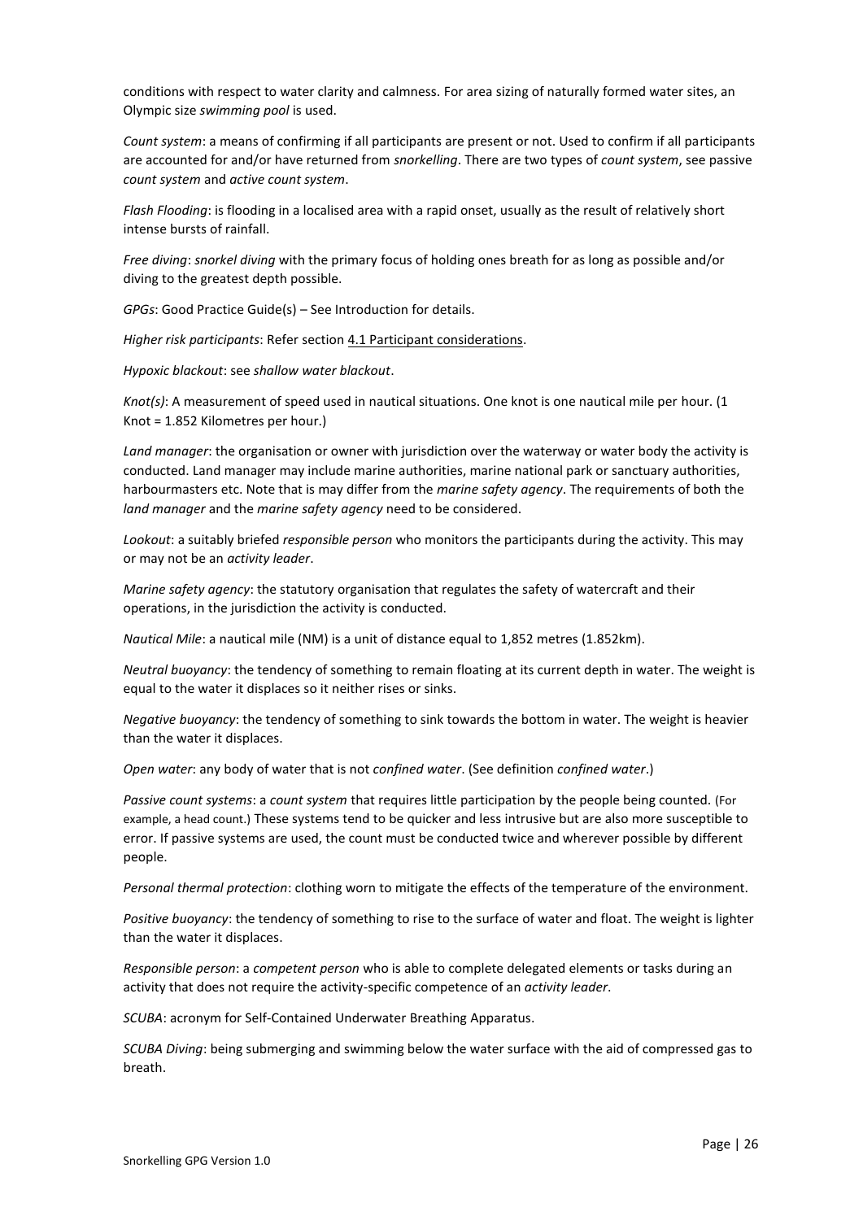conditions with respect to water clarity and calmness. For area sizing of naturally formed water sites, an Olympic size *swimming pool* is used.

*Count system*: a means of confirming if all participants are present or not. Used to confirm if all participants are accounted for and/or have returned from *snorkelling*. There are two types of *count system*, see passive *count system* and *active count system*.

*Flash Flooding*: is flooding in a localised area with a rapid onset, usually as the result of relatively short intense bursts of rainfall.

*Free diving*: *snorkel diving* with the primary focus of holding ones breath for as long as possible and/or diving to the greatest depth possible.

*GPGs*: Good Practice Guide(s) – See Introduction for details.

*Higher risk participants*: Refer section 4.1 Participant considerations.

*Hypoxic blackout*: see *shallow water blackout*.

*Knot(s)*: A measurement of speed used in nautical situations. One knot is one nautical mile per hour. (1 Knot = 1.852 Kilometres per hour.)

*Land manager*: the organisation or owner with jurisdiction over the waterway or water body the activity is conducted. Land manager may include marine authorities, marine national park or sanctuary authorities, harbourmasters etc. Note that is may differ from the *marine safety agency*. The requirements of both the *land manager* and the *marine safety agency* need to be considered.

*Lookout*: a suitably briefed *responsible person* who monitors the participants during the activity. This may or may not be an *activity leader*.

*Marine safety agency*: the statutory organisation that regulates the safety of watercraft and their operations, in the jurisdiction the activity is conducted.

*Nautical Mile*: a nautical mile (NM) is a unit of distance equal to 1,852 metres (1.852km).

*Neutral buoyancy*: the tendency of something to remain floating at its current depth in water. The weight is equal to the water it displaces so it neither rises or sinks.

*Negative buoyancy*: the tendency of something to sink towards the bottom in water. The weight is heavier than the water it displaces.

*Open water*: any body of water that is not *confined water*. (See definition *confined water*.)

*Passive count systems*: a *count system* that requires little participation by the people being counted. (For example, a head count.) These systems tend to be quicker and less intrusive but are also more susceptible to error. If passive systems are used, the count must be conducted twice and wherever possible by different people.

*Personal thermal protection*: clothing worn to mitigate the effects of the temperature of the environment.

*Positive buoyancy*: the tendency of something to rise to the surface of water and float. The weight is lighter than the water it displaces.

*Responsible person*: a *competent person* who is able to complete delegated elements or tasks during an activity that does not require the activity-specific competence of an *activity leader*.

*SCUBA*: acronym for Self-Contained Underwater Breathing Apparatus.

*SCUBA Diving*: being submerging and swimming below the water surface with the aid of compressed gas to breath.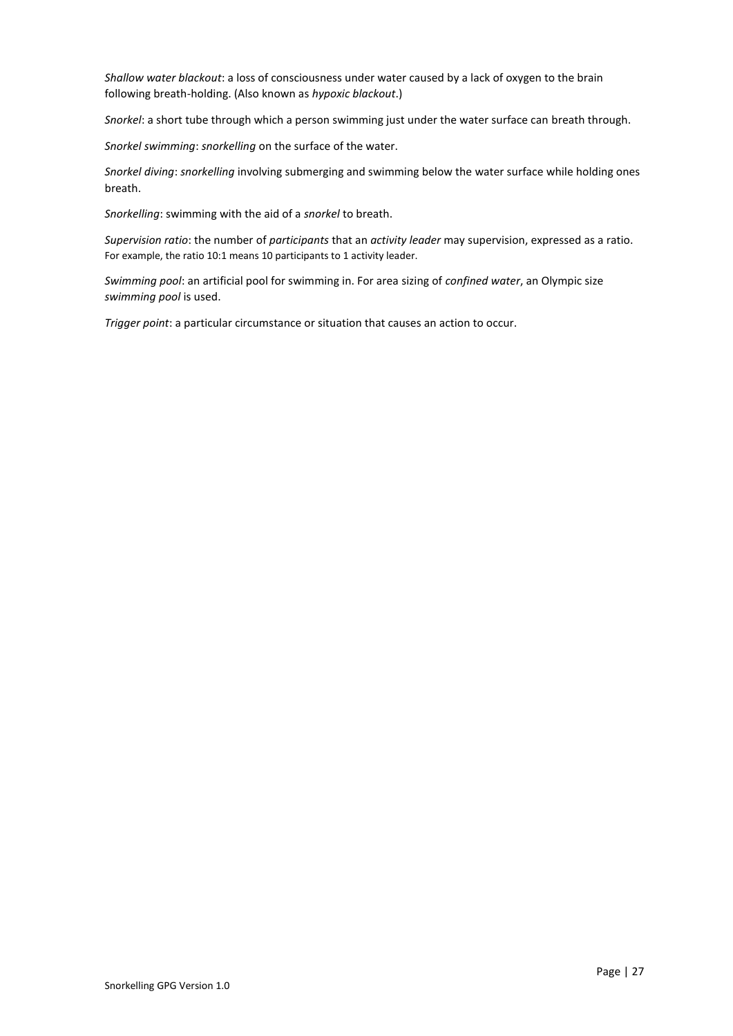*Shallow water blackout*: a loss of consciousness under water caused by a lack of oxygen to the brain following breath-holding. (Also known as *hypoxic blackout*.)

*Snorkel*: a short tube through which a person swimming just under the water surface can breath through.

*Snorkel swimming*: *snorkelling* on the surface of the water.

*Snorkel diving*: *snorkelling* involving submerging and swimming below the water surface while holding ones breath.

*Snorkelling*: swimming with the aid of a *snorkel* to breath.

*Supervision ratio*: the number of *participants* that an *activity leader* may supervision, expressed as a ratio. For example, the ratio 10:1 means 10 participants to 1 activity leader.

*Swimming pool*: an artificial pool for swimming in. For area sizing of *confined water*, an Olympic size *swimming pool* is used.

*Trigger point*: a particular circumstance or situation that causes an action to occur.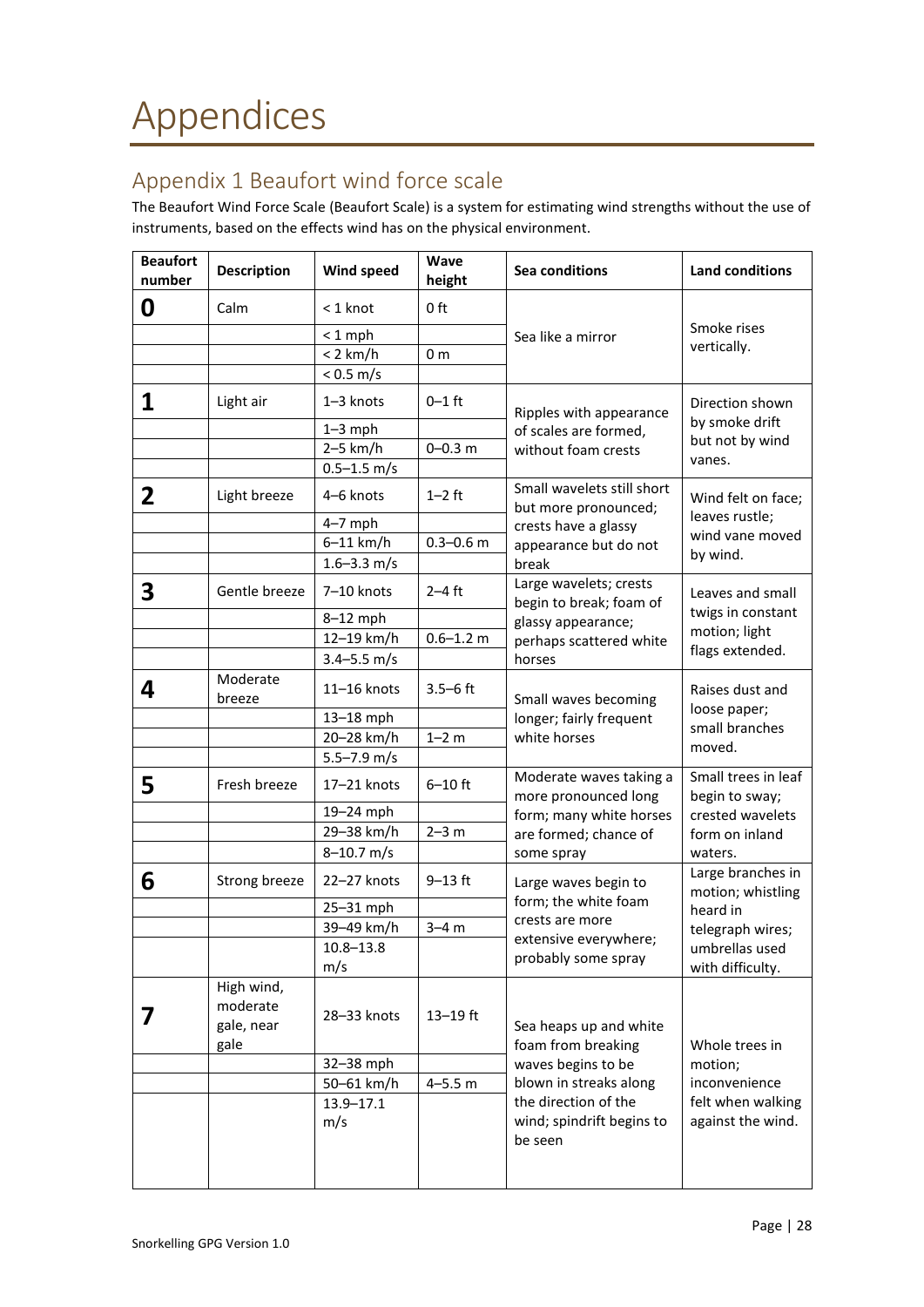# Appendices

## Appendix 1 Beaufort wind force scale

The Beaufort Wind Force Scale (Beaufort Scale) is a system for estimating wind strengths without the use of instruments, based on the effects wind has on the physical environment.

| Beaufort number | Description | Wind speed | Wave height | Sea conditions | Land conditions |
|---|---|---|---|---|---|
| **0** | Calm | < 1 knot | 0 ft | Sea like a mirror | Smoke rises vertically. |
| | | < 1 mph | | | |
| | | < 2 km/h | 0 m | | |
| | | < 0.5 m/s | | | |
| **1** | Light air | 1–3 knots | 0–1 ft | Ripples with appearance of scales are formed, without foam crests | Direction shown by smoke drift but not by wind vanes. |
| | | 1–3 mph | | | |
| | | 2–5 km/h | 0–0.3 m | | |
| | | 0.5–1.5 m/s | | | |
| **2** | Light breeze | 4–6 knots | 1–2 ft | Small wavelets still short but more pronounced; crests have a glassy appearance but do not break | Wind felt on face; leaves rustle; wind vane moved by wind. |
| | | 4–7 mph | | | |
| | | 6–11 km/h | 0.3–0.6 m | | |
| | | 1.6–3.3 m/s | | | |
| **3** | Gentle breeze | 7–10 knots | 2–4 ft | Large wavelets; crests begin to break; foam of glassy appearance; perhaps scattered white horses | Leaves and small twigs in constant motion; light flags extended. |
| | | 8–12 mph | | | |
| | | 12–19 km/h | 0.6–1.2 m | | |
| | | 3.4–5.5 m/s | | | |
| **4** | Moderate breeze | 11–16 knots | 3.5–6 ft | Small waves becoming longer; fairly frequent white horses | Raises dust and loose paper; small branches moved. |
| | | 13–18 mph | | | |
| | | 20–28 km/h | 1–2 m | | |
| | | 5.5–7.9 m/s | | | |
| **5** | Fresh breeze | 17–21 knots | 6–10 ft | Moderate waves taking a more pronounced long form; many white horses are formed; chance of some spray | Small trees in leaf begin to sway; crested wavelets form on inland waters. |
| | | 19–24 mph | | | |
| | | 29–38 km/h | 2–3 m | | |
| | | 8–10.7 m/s | | | |
| **6** | Strong breeze | 22–27 knots | 9–13 ft | Large waves begin to form; the white foam crests are more extensive everywhere; probably some spray | Large branches in motion; whistling heard in telegraph wires; umbrellas used with difficulty. |
| | | 25–31 mph | | | |
| | | 39–49 km/h | 3–4 m | | |
| | | 10.8–13.8 m/s | | | |
| **7** | High wind, moderate gale, near gale | 28–33 knots | 13–19 ft | Sea heaps up and white foam from breaking waves begins to be blown in streaks along the direction of the wind; spindrift begins to be seen | Whole trees in motion; inconvenience felt when walking against the wind. |
| | | 32–38 mph | | | |
| | | 50–61 km/h | 4–5.5 m | | |
| | | 13.9–17.1 m/s | | | |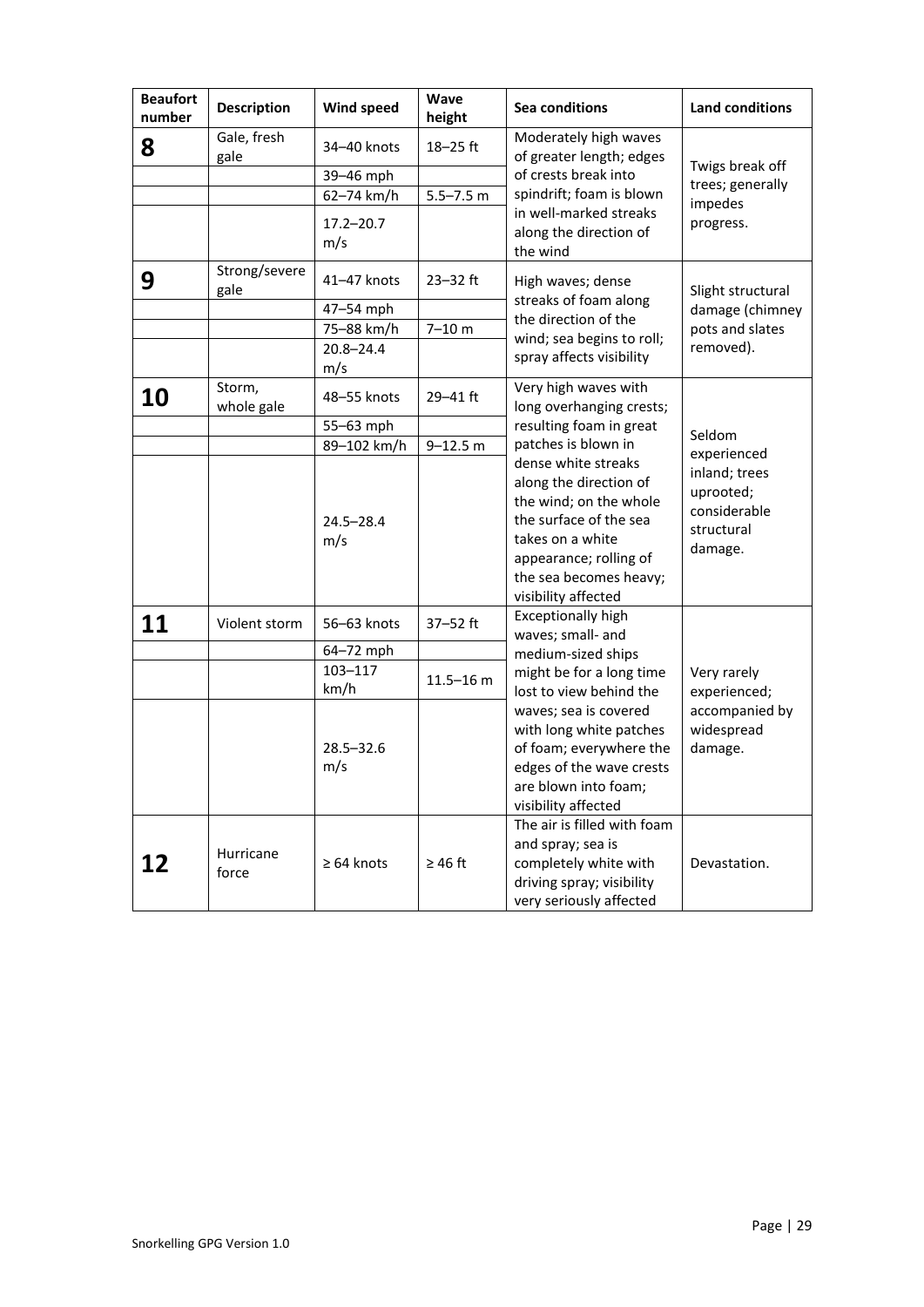| Beaufort number | Description | Wind speed | Wave height | Sea conditions | Land conditions |
|---|---|---|---|---|---|
| **8** | Gale, fresh gale | 34–40 knots | 18–25 ft | Moderately high waves of greater length; edges of crests break into spindrift; foam is blown in well-marked streaks along the direction of the wind | Twigs break off trees; generally impedes progress. |
| | | 39–46 mph | | | |
| | | 62–74 km/h | 5.5–7.5 m | | |
| | | 17.2–20.7 m/s | | | |
| **9** | Strong/severe gale | 41–47 knots | 23–32 ft | High waves; dense streaks of foam along the direction of the wind; sea begins to roll; spray affects visibility | Slight structural damage (chimney pots and slates removed). |
| | | 47–54 mph | | | |
| | | 75–88 km/h | 7–10 m | | |
| | | 20.8–24.4 m/s | | | |
| **10** | Storm, whole gale | 48–55 knots | 29–41 ft | Very high waves with long overhanging crests; resulting foam in great patches is blown in dense white streaks along the direction of the wind; on the whole the surface of the sea takes on a white appearance; rolling of the sea becomes heavy; visibility affected | Seldom experienced inland; trees uprooted; considerable structural damage. |
| | | 55–63 mph | | | |
| | | 89–102 km/h | 9–12.5 m | | |
| | | 24.5–28.4 m/s | | | |
| **11** | Violent storm | 56–63 knots | 37–52 ft | Exceptionally high waves; small- and medium-sized ships might be for a long time lost to view behind the waves; sea is covered with long white patches of foam; everywhere the edges of the wave crests are blown into foam; visibility affected | Very rarely experienced; accompanied by widespread damage. |
| | | 64–72 mph | | | |
| | | 103–117 km/h | 11.5–16 m | | |
| | | 28.5–32.6 m/s | | | |
| **12** | Hurricane force | ≥ 64 knots | ≥ 46 ft | The air is filled with foam and spray; sea is completely white with driving spray; visibility very seriously affected | Devastation. |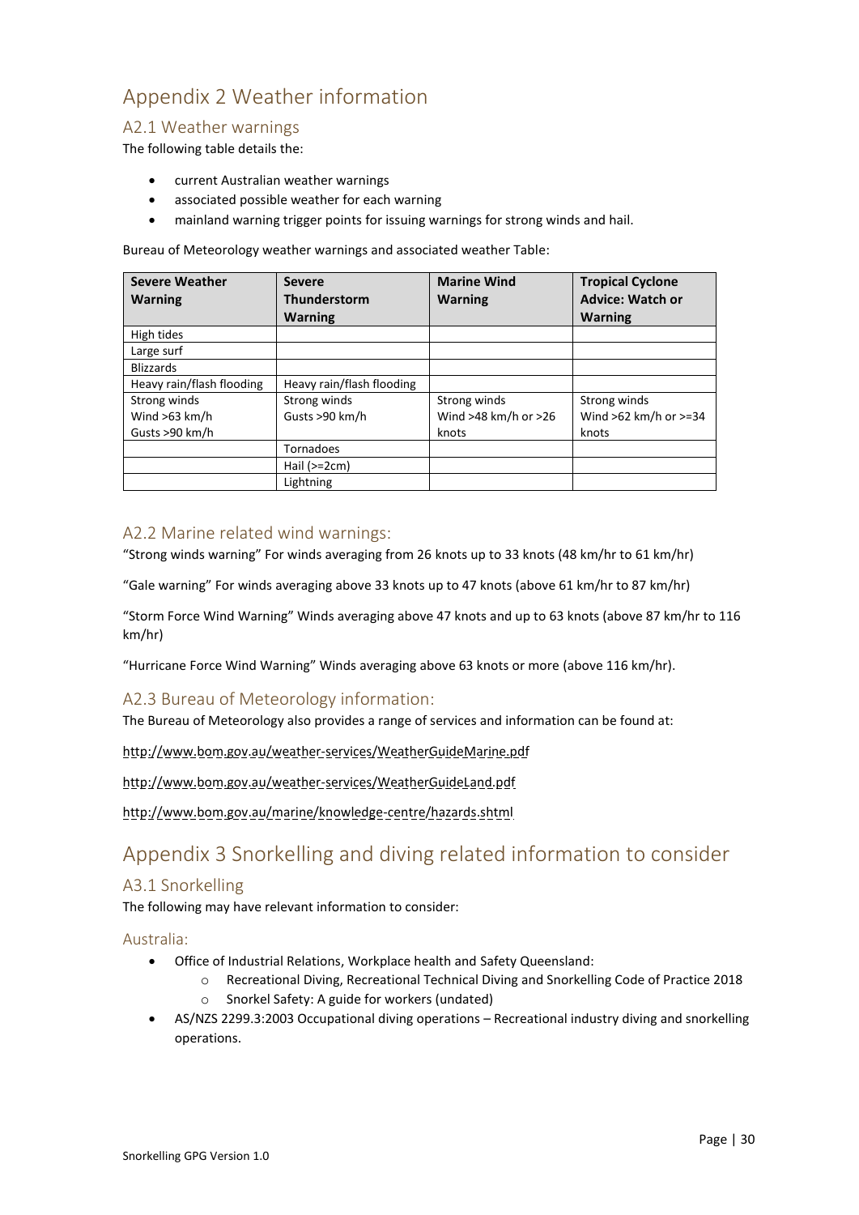# Appendix 2 Weather information

## A2.1 Weather warnings

The following table details the:

- current Australian weather warnings
- associated possible weather for each warning
- mainland warning trigger points for issuing warnings for strong winds and hail.

Bureau of Meteorology weather warnings and associated weather Table:

| Severe Weather Warning | Severe Thunderstorm Warning | Marine Wind Warning | Tropical Cyclone Advice: Watch or Warning |
|---|---|---|---|
| High tides | | | |
| Large surf | | | |
| Blizzards | | | |
| Heavy rain/flash flooding | Heavy rain/flash flooding | | |
| Strong winds<br>Wind >63 km/h<br>Gusts >90 km/h | Strong winds<br>Gusts >90 km/h | Strong winds<br>Wind >48 km/h or >26 knots | Strong winds<br>Wind >62 km/h or >=34 knots |
| | Tornadoes | | |
| | Hail (>=2cm) | | |
| | Lightning | | |

## A2.2 Marine related wind warnings:

"Strong winds warning" For winds averaging from 26 knots up to 33 knots (48 km/hr to 61 km/hr)

"Gale warning" For winds averaging above 33 knots up to 47 knots (above 61 km/hr to 87 km/hr)

"Storm Force Wind Warning" Winds averaging above 47 knots and up to 63 knots (above 87 km/hr to 116 km/hr)

"Hurricane Force Wind Warning" Winds averaging above 63 knots or more (above 116 km/hr).

## A2.3 Bureau of Meteorology information:

The Bureau of Meteorology also provides a range of services and information can be found at:

http://www.bom.gov.au/weather-services/WeatherGuideMarine.pdf

http://www.bom.gov.au/weather-services/WeatherGuideLand.pdf

http://www.bom.gov.au/marine/knowledge-centre/hazards.shtml

# Appendix 3 Snorkelling and diving related information to consider

## A3.1 Snorkelling

The following may have relevant information to consider:

### Australia:

- Office of Industrial Relations, Workplace health and Safety Queensland:
  - Recreational Diving, Recreational Technical Diving and Snorkelling Code of Practice 2018
  - Snorkel Safety: A guide for workers (undated)
- AS/NZS 2299.3:2003 Occupational diving operations – Recreational industry diving and snorkelling operations.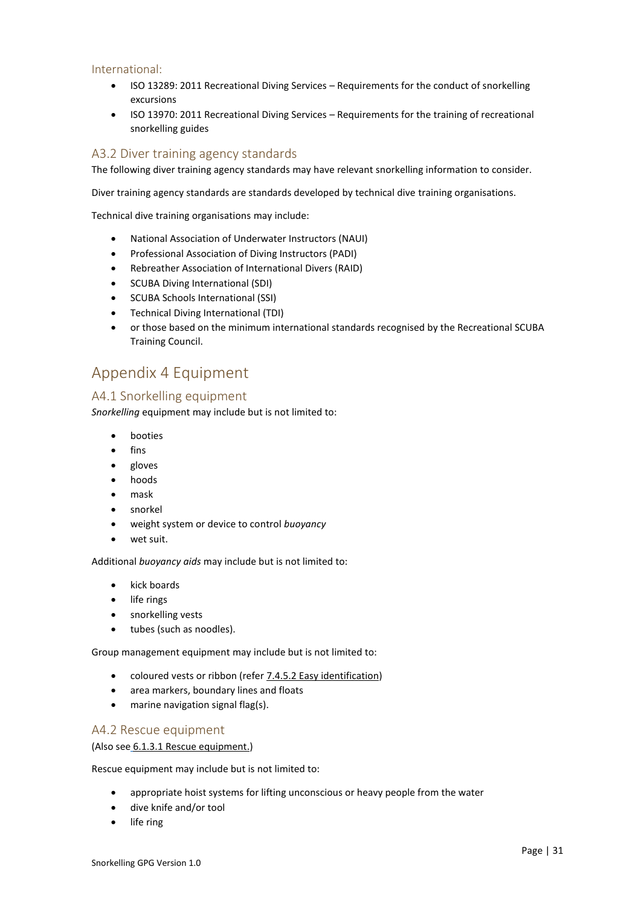### International:

- ISO 13289: 2011 Recreational Diving Services – Requirements for the conduct of snorkelling excursions
- ISO 13970: 2011 Recreational Diving Services – Requirements for the training of recreational snorkelling guides

## A3.2 Diver training agency standards

The following diver training agency standards may have relevant snorkelling information to consider.

Diver training agency standards are standards developed by technical dive training organisations.

Technical dive training organisations may include:

- National Association of Underwater Instructors (NAUI)
- Professional Association of Diving Instructors (PADI)
- Rebreather Association of International Divers (RAID)
- SCUBA Diving International (SDI)
- SCUBA Schools International (SSI)
- Technical Diving International (TDI)
- or those based on the minimum international standards recognised by the Recreational SCUBA Training Council.

# Appendix 4 Equipment

## A4.1 Snorkelling equipment

*Snorkelling* equipment may include but is not limited to:

- booties
- fins
- gloves
- hoods
- mask
- snorkel
- weight system or device to control *buoyancy*
- wet suit.

Additional *buoyancy aids* may include but is not limited to:

- kick boards
- life rings
- snorkelling vests
- tubes (such as noodles).

Group management equipment may include but is not limited to:

- coloured vests or ribbon (refer 7.4.5.2 Easy identification)
- area markers, boundary lines and floats
- marine navigation signal flag(s).

## A4.2 Rescue equipment

(Also see 6.1.3.1 Rescue equipment.)

Rescue equipment may include but is not limited to:

- appropriate hoist systems for lifting unconscious or heavy people from the water
- dive knife and/or tool
- life ring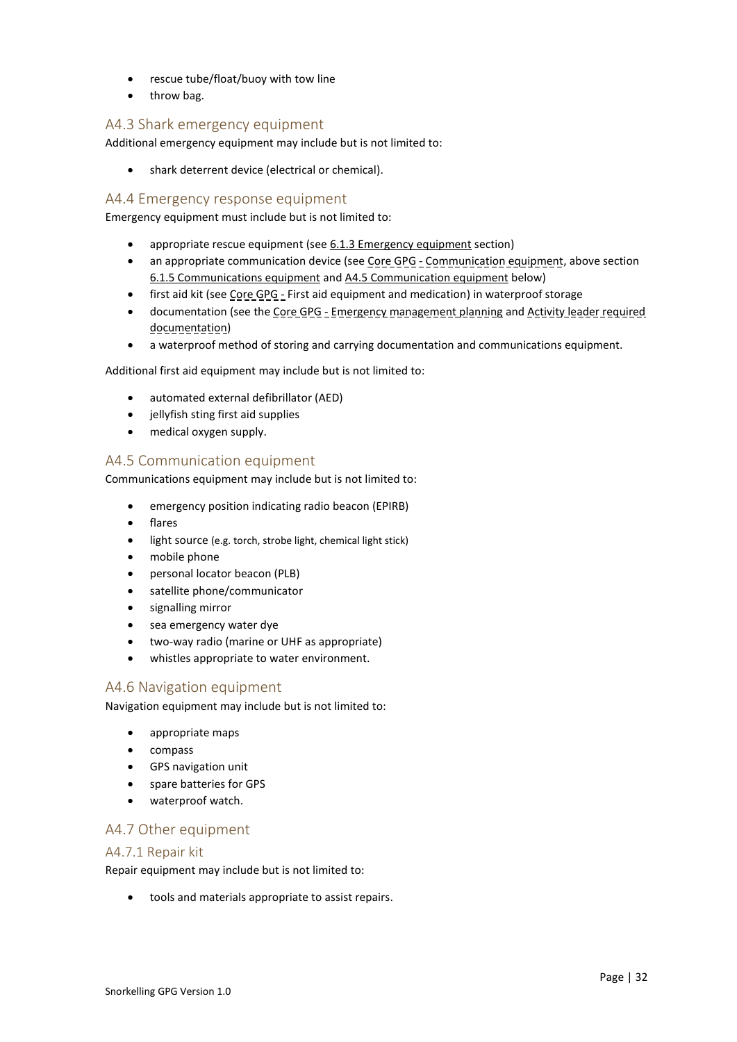- rescue tube/float/buoy with tow line
- throw bag.

## A4.3 Shark emergency equipment

Additional emergency equipment may include but is not limited to:

- shark deterrent device (electrical or chemical).

## A4.4 Emergency response equipment

Emergency equipment must include but is not limited to:

- appropriate rescue equipment (see 6.1.3 Emergency equipment section)
- an appropriate communication device (see Core GPG - Communication equipment, above section 6.1.5 Communications equipment and A4.5 Communication equipment below)
- first aid kit (see Core GPG - First aid equipment and medication) in waterproof storage
- documentation (see the Core GPG - Emergency management planning and Activity leader required documentation)
- a waterproof method of storing and carrying documentation and communications equipment.

Additional first aid equipment may include but is not limited to:

- automated external defibrillator (AED)
- jellyfish sting first aid supplies
- medical oxygen supply.

## A4.5 Communication equipment

Communications equipment may include but is not limited to:

- emergency position indicating radio beacon (EPIRB)
- flares
- light source (e.g. torch, strobe light, chemical light stick)
- mobile phone
- personal locator beacon (PLB)
- satellite phone/communicator
- signalling mirror
- sea emergency water dye
- two-way radio (marine or UHF as appropriate)
- whistles appropriate to water environment.

## A4.6 Navigation equipment

Navigation equipment may include but is not limited to:

- appropriate maps
- compass
- GPS navigation unit
- spare batteries for GPS
- waterproof watch.

## A4.7 Other equipment

### A4.7.1 Repair kit

Repair equipment may include but is not limited to:

- tools and materials appropriate to assist repairs.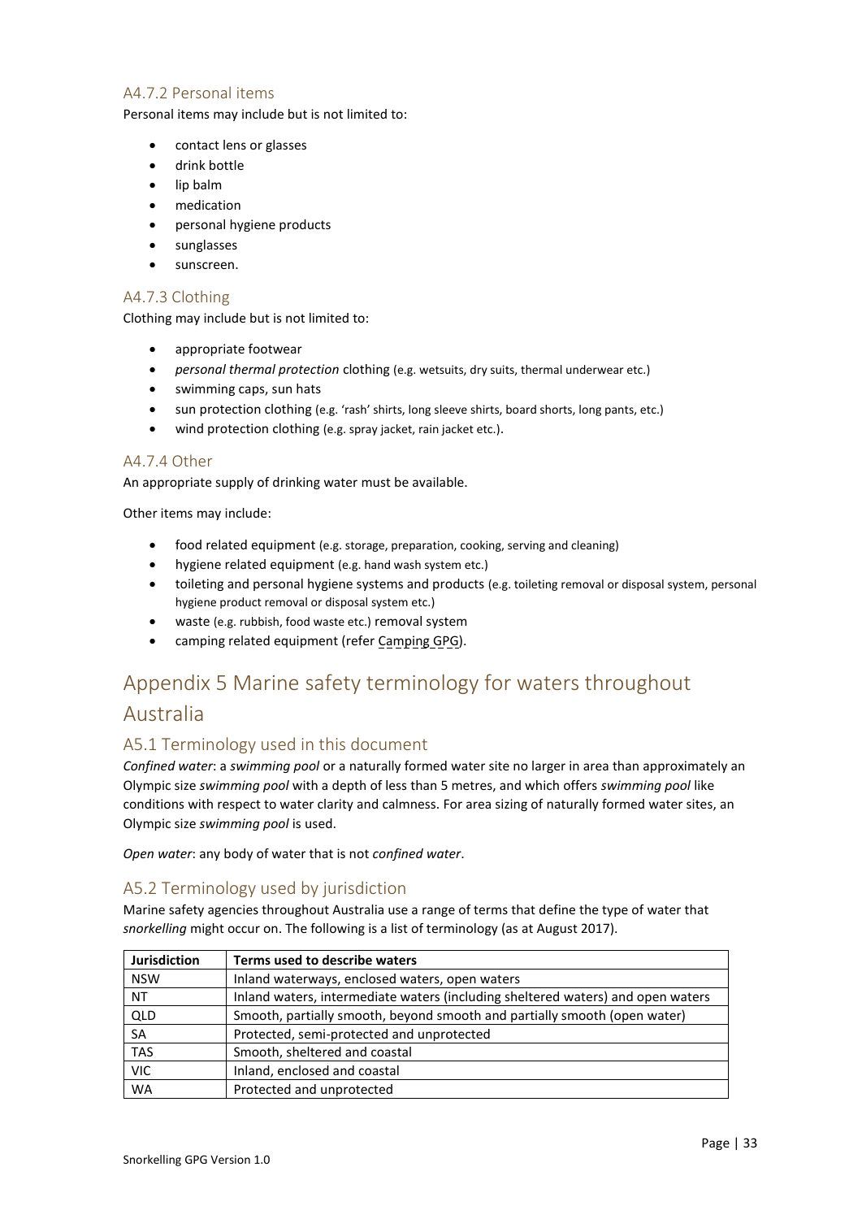### A4.7.2 Personal items

Personal items may include but is not limited to:

- contact lens or glasses
- drink bottle
- lip balm
- medication
- personal hygiene products
- sunglasses
- sunscreen.

### A4.7.3 Clothing

Clothing may include but is not limited to:

- appropriate footwear
- *personal thermal protection* clothing (e.g. wetsuits, dry suits, thermal underwear etc.)
- swimming caps, sun hats
- sun protection clothing (e.g. 'rash' shirts, long sleeve shirts, board shorts, long pants, etc.)
- wind protection clothing (e.g. spray jacket, rain jacket etc.).

### A4.7.4 Other

An appropriate supply of drinking water must be available.

Other items may include:

- food related equipment (e.g. storage, preparation, cooking, serving and cleaning)
- hygiene related equipment (e.g. hand wash system etc.)
- toileting and personal hygiene systems and products (e.g. toileting removal or disposal system, personal hygiene product removal or disposal system etc.)
- waste (e.g. rubbish, food waste etc.) removal system
- camping related equipment (refer Camping GPG).

# Appendix 5 Marine safety terminology for waters throughout Australia

## A5.1 Terminology used in this document

*Confined water*: a *swimming pool* or a naturally formed water site no larger in area than approximately an Olympic size *swimming pool* with a depth of less than 5 metres, and which offers *swimming pool* like conditions with respect to water clarity and calmness. For area sizing of naturally formed water sites, an Olympic size *swimming pool* is used.

*Open water*: any body of water that is not *confined water*.

## A5.2 Terminology used by jurisdiction

Marine safety agencies throughout Australia use a range of terms that define the type of water that *snorkelling* might occur on. The following is a list of terminology (as at August 2017).

| Jurisdiction | Terms used to describe waters |
|---|---|
| NSW | Inland waterways, enclosed waters, open waters |
| NT | Inland waters, intermediate waters (including sheltered waters) and open waters |
| QLD | Smooth, partially smooth, beyond smooth and partially smooth (open water) |
| SA | Protected, semi-protected and unprotected |
| TAS | Smooth, sheltered and coastal |
| VIC | Inland, enclosed and coastal |
| WA | Protected and unprotected |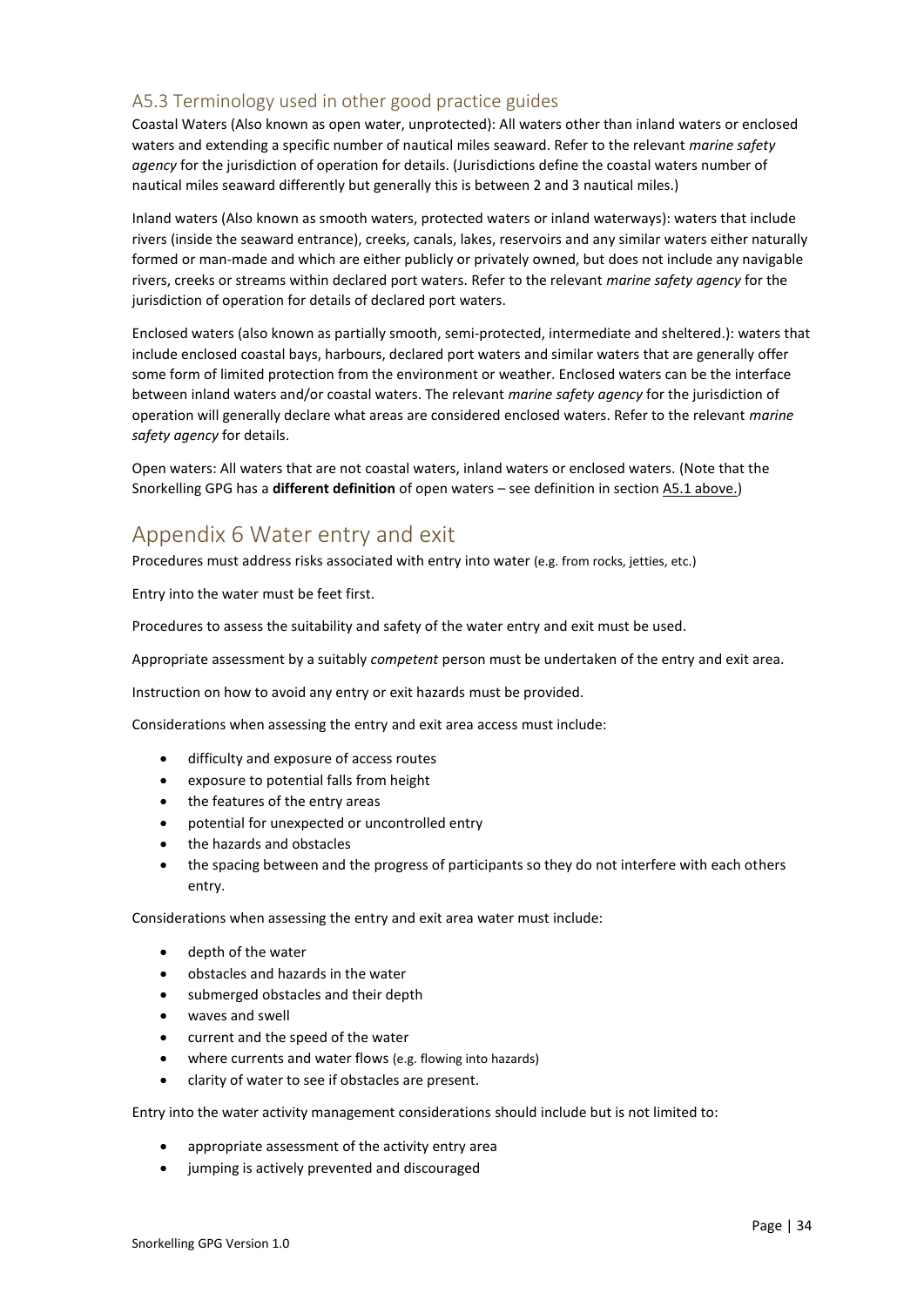### A5.3 Terminology used in other good practice guides

Coastal Waters (Also known as open water, unprotected): All waters other than inland waters or enclosed waters and extending a specific number of nautical miles seaward. Refer to the relevant *marine safety agency* for the jurisdiction of operation for details. (Jurisdictions define the coastal waters number of nautical miles seaward differently but generally this is between 2 and 3 nautical miles.)

Inland waters (Also known as smooth waters, protected waters or inland waterways): waters that include rivers (inside the seaward entrance), creeks, canals, lakes, reservoirs and any similar waters either naturally formed or man-made and which are either publicly or privately owned, but does not include any navigable rivers, creeks or streams within declared port waters. Refer to the relevant *marine safety agency* for the jurisdiction of operation for details of declared port waters.

Enclosed waters (also known as partially smooth, semi-protected, intermediate and sheltered.): waters that include enclosed coastal bays, harbours, declared port waters and similar waters that are generally offer some form of limited protection from the environment or weather. Enclosed waters can be the interface between inland waters and/or coastal waters. The relevant *marine safety agency* for the jurisdiction of operation will generally declare what areas are considered enclosed waters. Refer to the relevant *marine safety agency* for details.

Open waters: All waters that are not coastal waters, inland waters or enclosed waters. (Note that the Snorkelling GPG has a **different definition** of open waters – see definition in section A5.1 above.)

## Appendix 6 Water entry and exit

Procedures must address risks associated with entry into water (e.g. from rocks, jetties, etc.)

Entry into the water must be feet first.

Procedures to assess the suitability and safety of the water entry and exit must be used.

Appropriate assessment by a suitably *competent* person must be undertaken of the entry and exit area.

Instruction on how to avoid any entry or exit hazards must be provided.

Considerations when assessing the entry and exit area access must include:

- difficulty and exposure of access routes
- exposure to potential falls from height
- the features of the entry areas
- potential for unexpected or uncontrolled entry
- the hazards and obstacles
- the spacing between and the progress of participants so they do not interfere with each others entry.

Considerations when assessing the entry and exit area water must include:

- depth of the water
- obstacles and hazards in the water
- submerged obstacles and their depth
- waves and swell
- current and the speed of the water
- where currents and water flows (e.g. flowing into hazards)
- clarity of water to see if obstacles are present.

Entry into the water activity management considerations should include but is not limited to:

- appropriate assessment of the activity entry area
- jumping is actively prevented and discouraged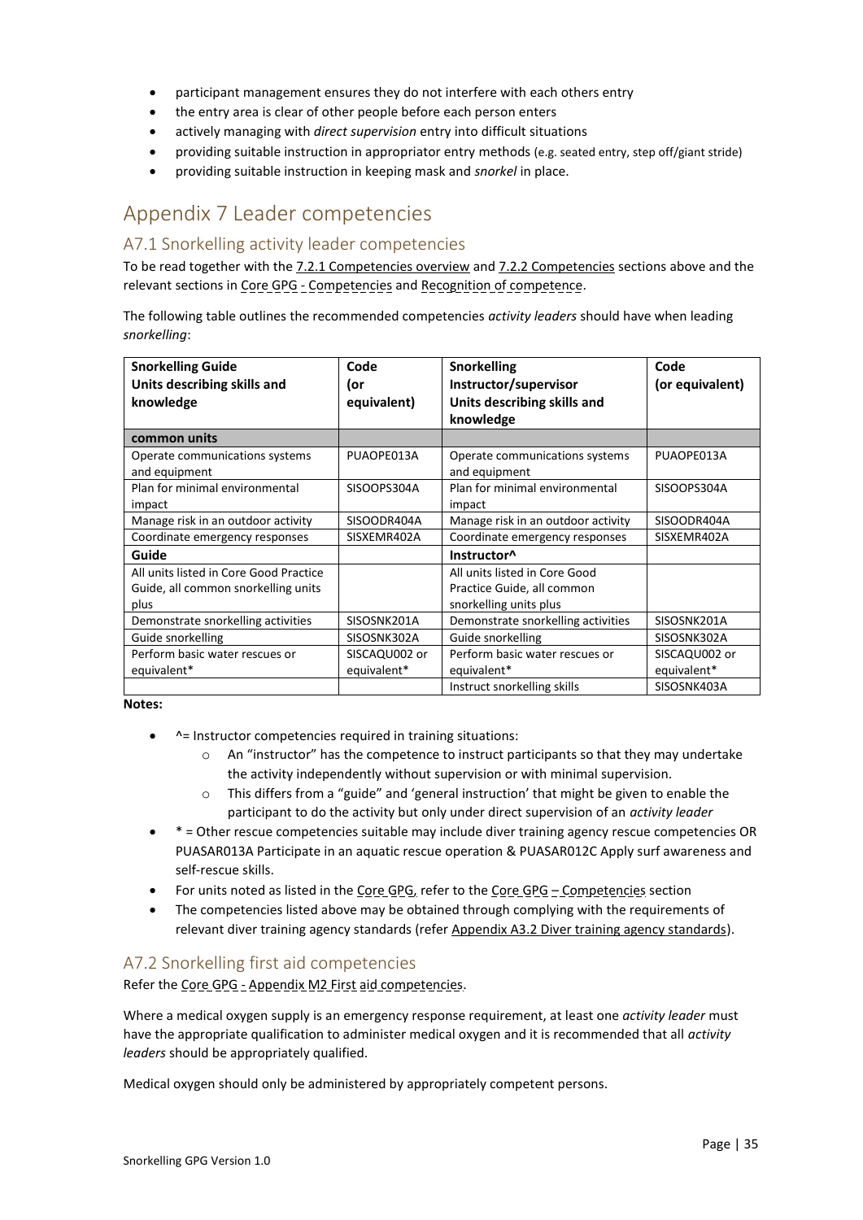- participant management ensures they do not interfere with each others entry
- the entry area is clear of other people before each person enters
- actively managing with *direct supervision* entry into difficult situations
- providing suitable instruction in appropriator entry methods (e.g. seated entry, step off/giant stride)
- providing suitable instruction in keeping mask and *snorkel* in place.

# Appendix 7 Leader competencies

## A7.1 Snorkelling activity leader competencies

To be read together with the 7.2.1 Competencies overview and 7.2.2 Competencies sections above and the relevant sections in Core GPG - Competencies and Recognition of competence.

The following table outlines the recommended competencies *activity leaders* should have when leading *snorkelling*:

| **Snorkelling Guide Units describing skills and knowledge** | **Code (or equivalent)** | **Snorkelling Instructor/supervisor Units describing skills and knowledge** | **Code (or equivalent)** |
|---|---|---|---|
| **common units** | | | |
| Operate communications systems and equipment | PUAOPE013A | Operate communications systems and equipment | PUAOPE013A |
| Plan for minimal environmental impact | SISOOPS304A | Plan for minimal environmental impact | SISOOPS304A |
| Manage risk in an outdoor activity | SISOODR404A | Manage risk in an outdoor activity | SISOODR404A |
| Coordinate emergency responses | SISXEMR402A | Coordinate emergency responses | SISXEMR402A |
| **Guide** | | **Instructor^** | |
| All units listed in Core Good Practice Guide, all common snorkelling units plus | | All units listed in Core Good Practice Guide, all common snorkelling units plus | |
| Demonstrate snorkelling activities | SISOSNK201A | Demonstrate snorkelling activities | SISOSNK201A |
| Guide snorkelling | SISOSNK302A | Guide snorkelling | SISOSNK302A |
| Perform basic water rescues or equivalent* | SISCAQU002 or equivalent* | Perform basic water rescues or equivalent* | SISCAQU002 or equivalent* |
| | | Instruct snorkelling skills | SISOSNK403A |

**Notes:**

- ^= Instructor competencies required in training situations:
  - An "instructor" has the competence to instruct participants so that they may undertake the activity independently without supervision or with minimal supervision.
  - This differs from a "guide" and 'general instruction' that might be given to enable the participant to do the activity but only under direct supervision of an *activity leader*
- * = Other rescue competencies suitable may include diver training agency rescue competencies OR PUASAR013A Participate in an aquatic rescue operation & PUASAR012C Apply surf awareness and self-rescue skills.
- For units noted as listed in the Core GPG, refer to the Core GPG – Competencies section
- The competencies listed above may be obtained through complying with the requirements of relevant diver training agency standards (refer Appendix A3.2 Diver training agency standards).

## A7.2 Snorkelling first aid competencies

Refer the Core GPG - Appendix M2 First aid competencies.

Where a medical oxygen supply is an emergency response requirement, at least one *activity leader* must have the appropriate qualification to administer medical oxygen and it is recommended that all *activity leaders* should be appropriately qualified.

Medical oxygen should only be administered by appropriately competent persons.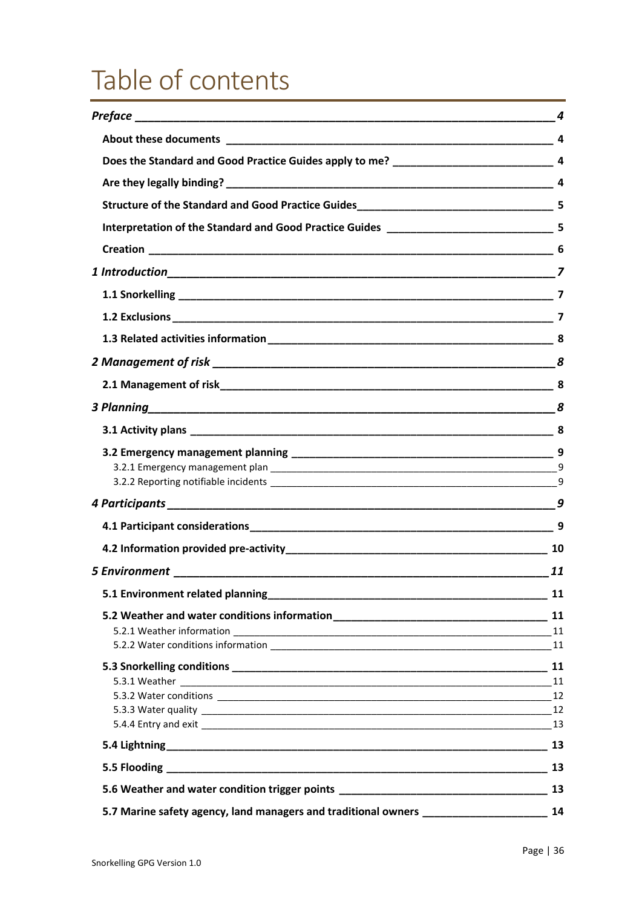# Table of contents

*Preface* _____ *4*

**About these documents** _____ **4**

**Does the Standard and Good Practice Guides apply to me?** _____ **4**

**Are they legally binding?** _____ **4**

**Structure of the Standard and Good Practice Guides** _____ **5**

**Interpretation of the Standard and Good Practice Guides** _____ **5**

**Creation** _____ **6**

*1 Introduction* _____ *7*

**1.1 Snorkelling** _____ **7**

**1.2 Exclusions** _____ **7**

**1.3 Related activities information** _____ **8**

*2 Management of risk* _____ *8*

**2.1 Management of risk** _____ **8**

*3 Planning* _____ *8*

**3.1 Activity plans** _____ **8**

**3.2 Emergency management planning** _____ **9**

3.2.1 Emergency management plan _____ 9

3.2.2 Reporting notifiable incidents _____ 9

*4 Participants* _____ *9*

**4.1 Participant considerations** _____ **9**

**4.2 Information provided pre-activity** _____ **10**

*5 Environment* _____ *11*

**5.1 Environment related planning** _____ **11**

**5.2 Weather and water conditions information** _____ **11**

5.2.1 Weather information _____ 11

5.2.2 Water conditions information _____ 11

**5.3 Snorkelling conditions** _____ **11**

5.3.1 Weather _____ 11

5.3.2 Water conditions _____ 12

5.3.3 Water quality _____ 12

5.4.4 Entry and exit _____ 13

**5.4 Lightning** _____ **13**

**5.5 Flooding** _____ **13**

**5.6 Weather and water condition trigger points** _____ **13**

**5.7 Marine safety agency, land managers and traditional owners** _____ **14**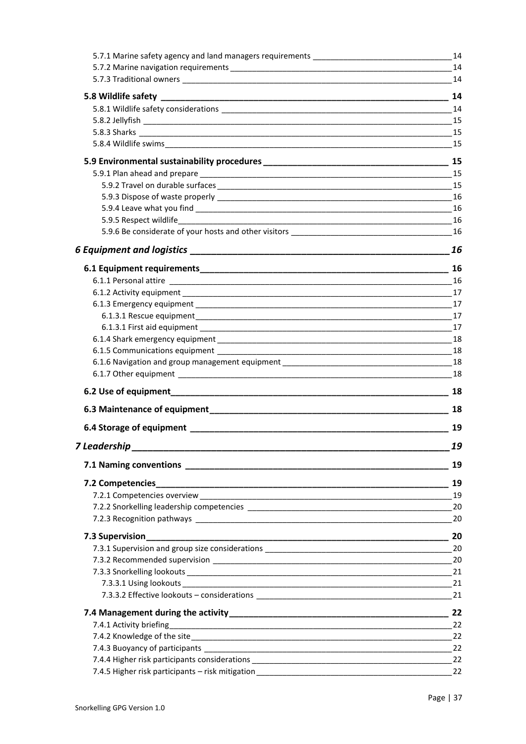5.7.1 Marine safety agency and land managers requirements ____ 14
5.7.2 Marine navigation requirements ____ 14
5.7.3 Traditional owners ____ 14

**5.8 Wildlife safety ____ 14**
5.8.1 Wildlife safety considerations ____ 14
5.8.2 Jellyfish ____ 15
5.8.3 Sharks ____ 15
5.8.4 Wildlife swims ____ 15

**5.9 Environmental sustainability procedures ____ 15**
5.9.1 Plan ahead and prepare ____ 15
5.9.2 Travel on durable surfaces ____ 15
5.9.3 Dispose of waste properly ____ 16
5.9.4 Leave what you find ____ 16
5.9.5 Respect wildlife ____ 16
5.9.6 Be considerate of your hosts and other visitors ____ 16

***6 Equipment and logistics ____ 16***

**6.1 Equipment requirements ____ 16**
6.1.1 Personal attire ____ 16
6.1.2 Activity equipment ____ 17
6.1.3 Emergency equipment ____ 17
6.1.3.1 Rescue equipment ____ 17
6.1.3.1 First aid equipment ____ 17
6.1.4 Shark emergency equipment ____ 18
6.1.5 Communications equipment ____ 18
6.1.6 Navigation and group management equipment ____ 18
6.1.7 Other equipment ____ 18

**6.2 Use of equipment ____ 18**

**6.3 Maintenance of equipment ____ 18**

**6.4 Storage of equipment ____ 19**

***7 Leadership ____ 19***

**7.1 Naming conventions ____ 19**

**7.2 Competencies ____ 19**
7.2.1 Competencies overview ____ 19
7.2.2 Snorkelling leadership competencies ____ 20
7.2.3 Recognition pathways ____ 20

**7.3 Supervision ____ 20**
7.3.1 Supervision and group size considerations ____ 20
7.3.2 Recommended supervision ____ 20
7.3.3 Snorkelling lookouts ____ 21
7.3.3.1 Using lookouts ____ 21
7.3.3.2 Effective lookouts – considerations ____ 21

**7.4 Management during the activity ____ 22**
7.4.1 Activity briefing ____ 22
7.4.2 Knowledge of the site ____ 22
7.4.3 Buoyancy of participants ____ 22
7.4.4 Higher risk participants considerations ____ 22
7.4.5 Higher risk participants – risk mitigation ____ 22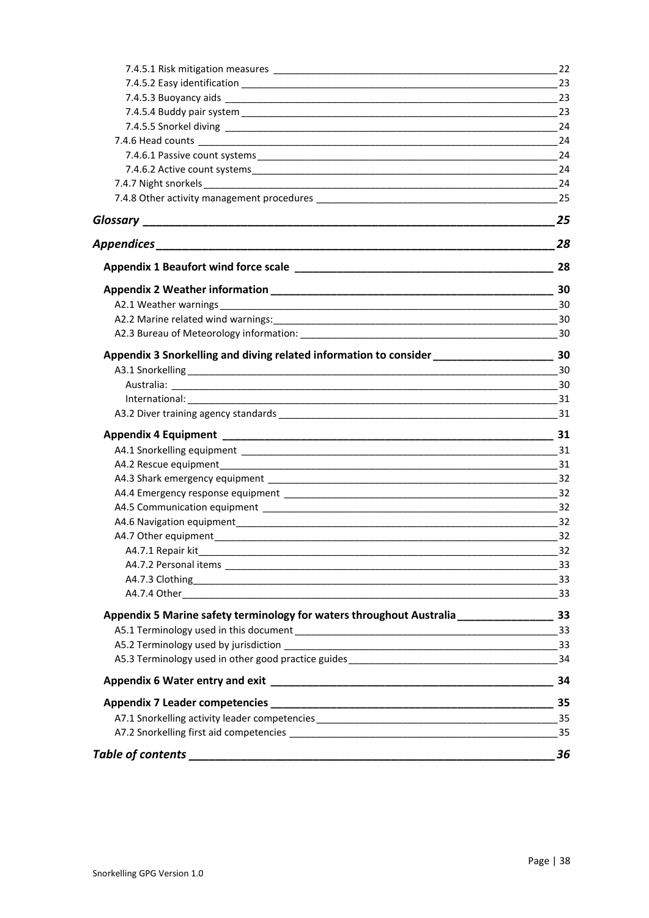7.4.5.1 Risk mitigation measures ____ 22
7.4.5.2 Easy identification ____ 23
7.4.5.3 Buoyancy aids ____ 23
7.4.5.4 Buddy pair system ____ 23
7.4.5.5 Snorkel diving ____ 24
7.4.6 Head counts ____ 24
7.4.6.1 Passive count systems ____ 24
7.4.6.2 Active count systems ____ 24
7.4.7 Night snorkels ____ 24
7.4.8 Other activity management procedures ____ 25

***Glossary ____ 25***

***Appendices ____ 28***

**Appendix 1 Beaufort wind force scale ____ 28**

**Appendix 2 Weather information ____ 30**
A2.1 Weather warnings ____ 30
A2.2 Marine related wind warnings: ____ 30
A2.3 Bureau of Meteorology information: ____ 30

**Appendix 3 Snorkelling and diving related information to consider ____ 30**
A3.1 Snorkelling ____ 30
Australia: ____ 30
International: ____ 31
A3.2 Diver training agency standards ____ 31

**Appendix 4 Equipment ____ 31**
A4.1 Snorkelling equipment ____ 31
A4.2 Rescue equipment ____ 31
A4.3 Shark emergency equipment ____ 32
A4.4 Emergency response equipment ____ 32
A4.5 Communication equipment ____ 32
A4.6 Navigation equipment ____ 32
A4.7 Other equipment ____ 32
A4.7.1 Repair kit ____ 32
A4.7.2 Personal items ____ 33
A4.7.3 Clothing ____ 33
A4.7.4 Other ____ 33

**Appendix 5 Marine safety terminology for waters throughout Australia ____ 33**
A5.1 Terminology used in this document ____ 33
A5.2 Terminology used by jurisdiction ____ 33
A5.3 Terminology used in other good practice guides ____ 34

**Appendix 6 Water entry and exit ____ 34**

**Appendix 7 Leader competencies ____ 35**
A7.1 Snorkelling activity leader competencies ____ 35
A7.2 Snorkelling first aid competencies ____ 35

***Table of contents ____ 36***